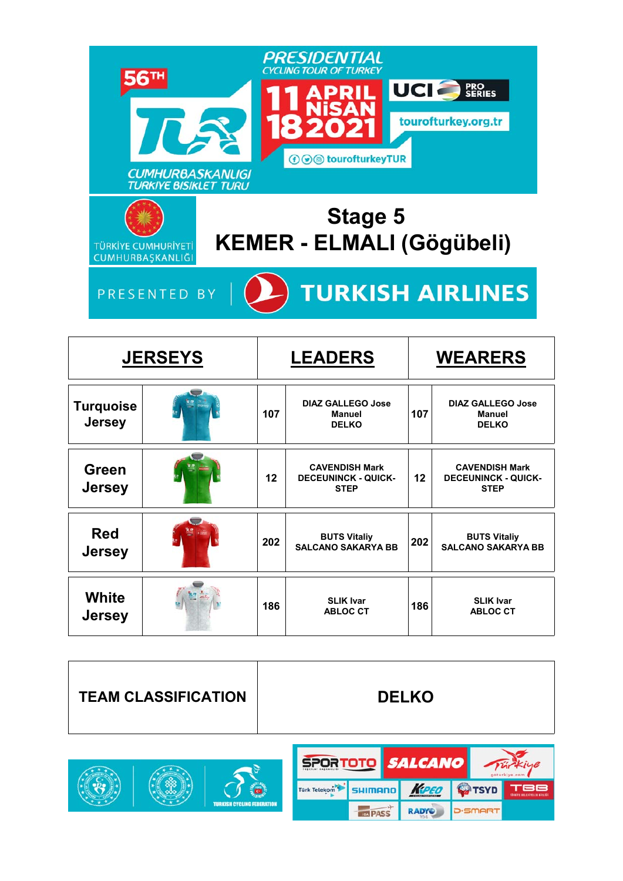56TH

PRESIDENTIAL CYCLING TOUR OF TURKEY

CUMHURBAŞKANLIĞI TÜRKİYE BİSİKLET TURU

11 APRIL NİSAN 18 2021

UCI PRO SERIES

tourofturkey.org.tr

tourofturkeyTUR

TÜRKİYE CUMHURİYETİ CUMHURBAŞKANLIĞI

# Stage 5
# KEMER - ELMALI (Gögübeli)

PRESENTED BY TURKISH AIRLINES

| JERSEYS | | LEADERS | | WEARERS | |
|---|---|---|---|---|---|
| Turquoise Jersey | | 107 | DIAZ GALLEGO Jose Manuel DELKO | 107 | DIAZ GALLEGO Jose Manuel DELKO |
| Green Jersey | | 12 | CAVENDISH Mark DECEUNINCK - QUICK-STEP | 12 | CAVENDISH Mark DECEUNINCK - QUICK-STEP |
| Red Jersey | | 202 | BUTS Vitaliy SALCANO SAKARYA BB | 202 | BUTS Vitaliy SALCANO SAKARYA BB |
| White Jersey | | 186 | SLIK Ivar ABLOC CT | 186 | SLIK Ivar ABLOC CT |

| TEAM CLASSIFICATION | DELKO |
|---|---|

TURKISH CYCLING FEDERATION

SPORTOTO SALCANO Türkiye Türk Telekom SHIMANO KAPEO TSYD TBB PASS RADYO D-SMART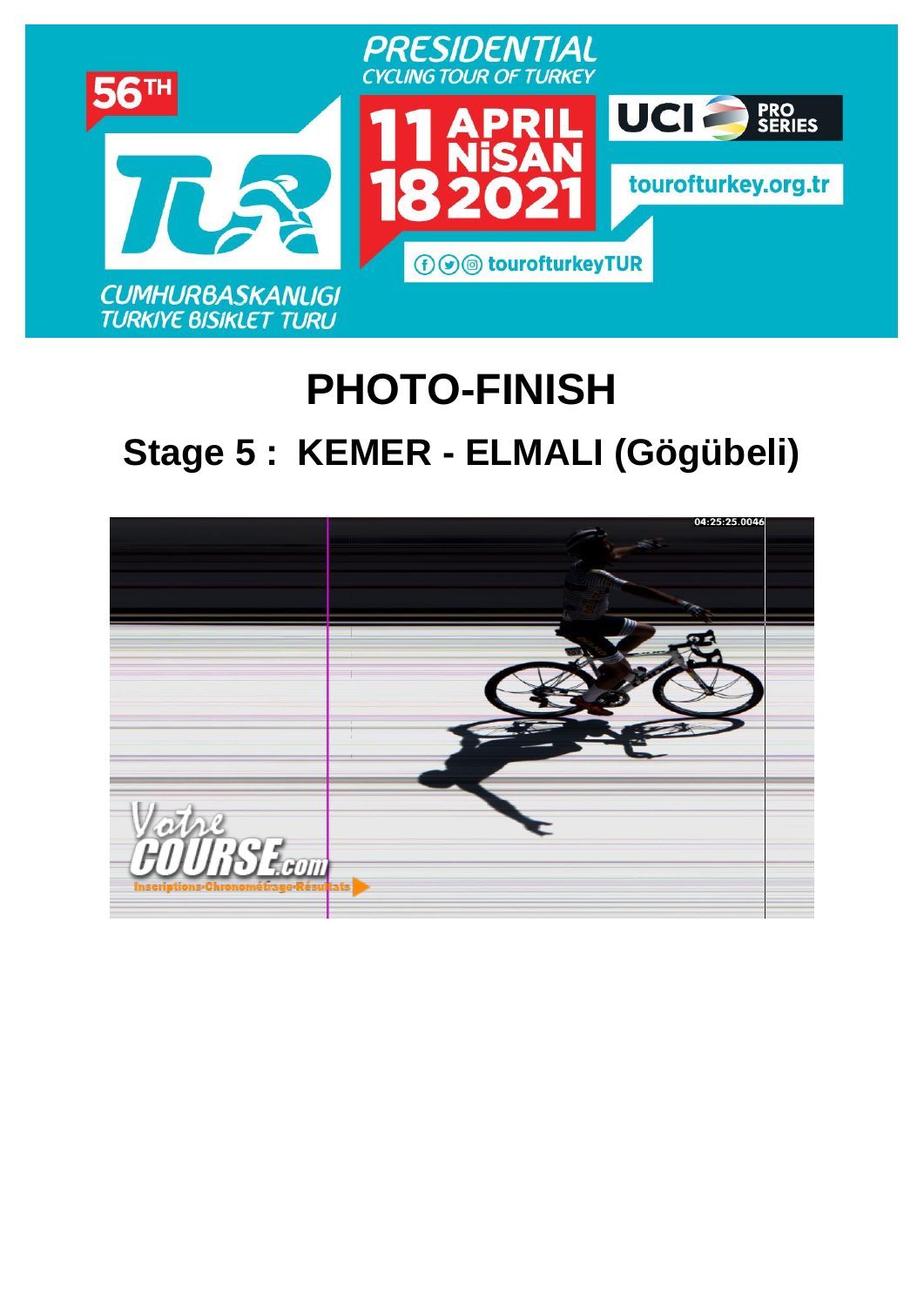# PHOTO-FINISH

## Stage 5 : KEMER - ELMALI (Gögübeli)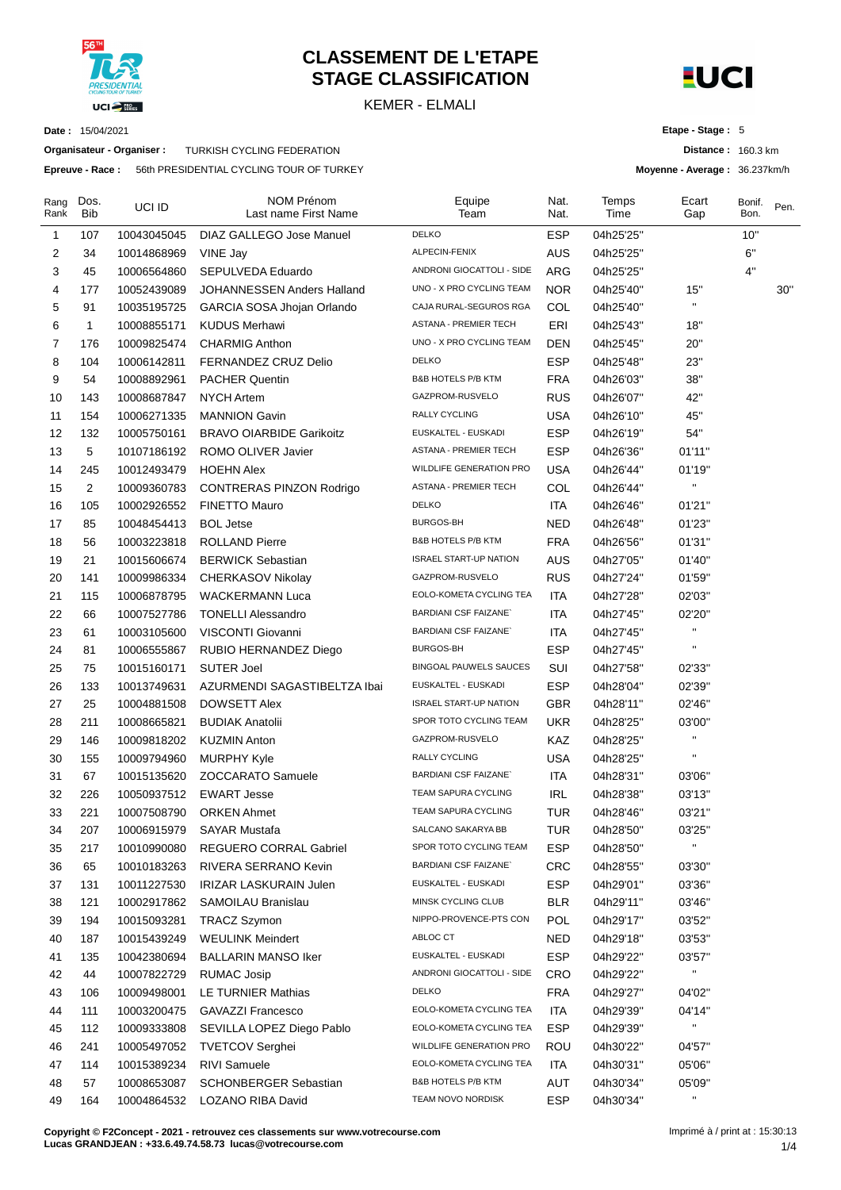# CLASSEMENT DE L'ETAPE
# STAGE CLASSIFICATION

KEMER - ELMALI

**Date :** 15/04/2021

**Organisateur - Organiser :** TURKISH CYCLING FEDERATION

**Epreuve - Race :** 56th PRESIDENTIAL CYCLING TOUR OF TURKEY

**Etape - Stage :** 5

**Distance :** 160.3 km

**Moyenne - Average :** 36.237km/h

| Rang Rank | Dos. Bib | UCI ID | NOM Prénom Last name First Name | Equipe Team | Nat. Nat. | Temps Time | Ecart Gap | Bonif. Bon. | Pen. |
|---|---|---|---|---|---|---|---|---|---|
| 1 | 107 | 10043045045 | DIAZ GALLEGO Jose Manuel | DELKO | ESP | 04h25'25'' | | 10'' | |
| 2 | 34 | 10014868969 | VINE Jay | ALPECIN-FENIX | AUS | 04h25'25'' | | 6'' | |
| 3 | 45 | 10006564860 | SEPULVEDA Eduardo | ANDRONI GIOCATTOLI - SIDE | ARG | 04h25'25'' | | 4'' | |
| 4 | 177 | 10052439089 | JOHANNESSEN Anders Halland | UNO - X PRO CYCLING TEAM | NOR | 04h25'40'' | 15'' | | 30'' |
| 5 | 91 | 10035195725 | GARCIA SOSA Jhojan Orlando | CAJA RURAL-SEGUROS RGA | COL | 04h25'40'' | '' | | |
| 6 | 1 | 10008855171 | KUDUS Merhawi | ASTANA - PREMIER TECH | ERI | 04h25'43'' | 18'' | | |
| 7 | 176 | 10009825474 | CHARMIG Anthon | UNO - X PRO CYCLING TEAM | DEN | 04h25'45'' | 20'' | | |
| 8 | 104 | 10006142811 | FERNANDEZ CRUZ Delio | DELKO | ESP | 04h25'48'' | 23'' | | |
| 9 | 54 | 10008892961 | PACHER Quentin | B&B HOTELS P/B KTM | FRA | 04h26'03'' | 38'' | | |
| 10 | 143 | 10008687847 | NYCH Artem | GAZPROM-RUSVELO | RUS | 04h26'07'' | 42'' | | |
| 11 | 154 | 10006271335 | MANNION Gavin | RALLY CYCLING | USA | 04h26'10'' | 45'' | | |
| 12 | 132 | 10005750161 | BRAVO OIARBIDE Garikoitz | EUSKALTEL - EUSKADI | ESP | 04h26'19'' | 54'' | | |
| 13 | 5 | 10107186192 | ROMO OLIVER Javier | ASTANA - PREMIER TECH | ESP | 04h26'36'' | 01'11'' | | |
| 14 | 245 | 10012493479 | HOEHN Alex | WILDLIFE GENERATION PRO | USA | 04h26'44'' | 01'19'' | | |
| 15 | 2 | 10009360783 | CONTRERAS PINZON Rodrigo | ASTANA - PREMIER TECH | COL | 04h26'44'' | '' | | |
| 16 | 105 | 10002926552 | FINETTO Mauro | DELKO | ITA | 04h26'46'' | 01'21'' | | |
| 17 | 85 | 10048454413 | BOL Jetse | BURGOS-BH | NED | 04h26'48'' | 01'23'' | | |
| 18 | 56 | 10003223818 | ROLLAND Pierre | B&B HOTELS P/B KTM | FRA | 04h26'56'' | 01'31'' | | |
| 19 | 21 | 10015606674 | BERWICK Sebastian | ISRAEL START-UP NATION | AUS | 04h27'05'' | 01'40'' | | |
| 20 | 141 | 10009986334 | CHERKASOV Nikolay | GAZPROM-RUSVELO | RUS | 04h27'24'' | 01'59'' | | |
| 21 | 115 | 10006878795 | WACKERMANN Luca | EOLO-KOMETA CYCLING TEA | ITA | 04h27'28'' | 02'03'' | | |
| 22 | 66 | 10007527786 | TONELLI Alessandro | BARDIANI CSF FAIZANE` | ITA | 04h27'45'' | 02'20'' | | |
| 23 | 61 | 10003105600 | VISCONTI Giovanni | BARDIANI CSF FAIZANE` | ITA | 04h27'45'' | '' | | |
| 24 | 81 | 10006555867 | RUBIO HERNANDEZ Diego | BURGOS-BH | ESP | 04h27'45'' | '' | | |
| 25 | 75 | 10015160171 | SUTER Joel | BINGOAL PAUWELS SAUCES | SUI | 04h27'58'' | 02'33'' | | |
| 26 | 133 | 10013749631 | AZURMENDI SAGASTIBELTZA Ibai | EUSKALTEL - EUSKADI | ESP | 04h28'04'' | 02'39'' | | |
| 27 | 25 | 10004881508 | DOWSETT Alex | ISRAEL START-UP NATION | GBR | 04h28'11'' | 02'46'' | | |
| 28 | 211 | 10008665821 | BUDIAK Anatolii | SPOR TOTO CYCLING TEAM | UKR | 04h28'25'' | 03'00'' | | |
| 29 | 146 | 10009818202 | KUZMIN Anton | GAZPROM-RUSVELO | KAZ | 04h28'25'' | '' | | |
| 30 | 155 | 10009794960 | MURPHY Kyle | RALLY CYCLING | USA | 04h28'25'' | '' | | |
| 31 | 67 | 10015135620 | ZOCCARATO Samuele | BARDIANI CSF FAIZANE` | ITA | 04h28'31'' | 03'06'' | | |
| 32 | 226 | 10050937512 | EWART Jesse | TEAM SAPURA CYCLING | IRL | 04h28'38'' | 03'13'' | | |
| 33 | 221 | 10007508790 | ORKEN Ahmet | TEAM SAPURA CYCLING | TUR | 04h28'46'' | 03'21'' | | |
| 34 | 207 | 10006915979 | SAYAR Mustafa | SALCANO SAKARYA BB | TUR | 04h28'50'' | 03'25'' | | |
| 35 | 217 | 10010990080 | REGUERO CORRAL Gabriel | SPOR TOTO CYCLING TEAM | ESP | 04h28'50'' | '' | | |
| 36 | 65 | 10010183263 | RIVERA SERRANO Kevin | BARDIANI CSF FAIZANE` | CRC | 04h28'55'' | 03'30'' | | |
| 37 | 131 | 10011227530 | IRIZAR LASKURAIN Julen | EUSKALTEL - EUSKADI | ESP | 04h29'01'' | 03'36'' | | |
| 38 | 121 | 10002917862 | SAMOILAU Branislau | MINSK CYCLING CLUB | BLR | 04h29'11'' | 03'46'' | | |
| 39 | 194 | 10015093281 | TRACZ Szymon | NIPPO-PROVENCE-PTS CON | POL | 04h29'17'' | 03'52'' | | |
| 40 | 187 | 10015439249 | WEULINK Meindert | ABLOC CT | NED | 04h29'18'' | 03'53'' | | |
| 41 | 135 | 10042380694 | BALLARIN MANSO Iker | EUSKALTEL - EUSKADI | ESP | 04h29'22'' | 03'57'' | | |
| 42 | 44 | 10007822729 | RUMAC Josip | ANDRONI GIOCATTOLI - SIDE | CRO | 04h29'22'' | '' | | |
| 43 | 106 | 10009498001 | LE TURNIER Mathias | DELKO | FRA | 04h29'27'' | 04'02'' | | |
| 44 | 111 | 10003200475 | GAVAZZI Francesco | EOLO-KOMETA CYCLING TEA | ITA | 04h29'39'' | 04'14'' | | |
| 45 | 112 | 10009333808 | SEVILLA LOPEZ Diego Pablo | EOLO-KOMETA CYCLING TEA | ESP | 04h29'39'' | '' | | |
| 46 | 241 | 10005497052 | TVETCOV Serghei | WILDLIFE GENERATION PRO | ROU | 04h30'22'' | 04'57'' | | |
| 47 | 114 | 10015389234 | RIVI Samuele | EOLO-KOMETA CYCLING TEA | ITA | 04h30'31'' | 05'06'' | | |
| 48 | 57 | 10008653087 | SCHONBERGER Sebastian | B&B HOTELS P/B KTM | AUT | 04h30'34'' | 05'09'' | | |
| 49 | 164 | 10004864532 | LOZANO RIBA David | TEAM NOVO NORDISK | ESP | 04h30'34'' | '' | | |

**Copyright © F2Concept - 2021 - retrouvez ces classements sur www.votrecourse.com**
**Lucas GRANDJEAN : +33.6.49.74.58.73 lucas@votrecourse.com**

Imprimé à / print at : 15:30:13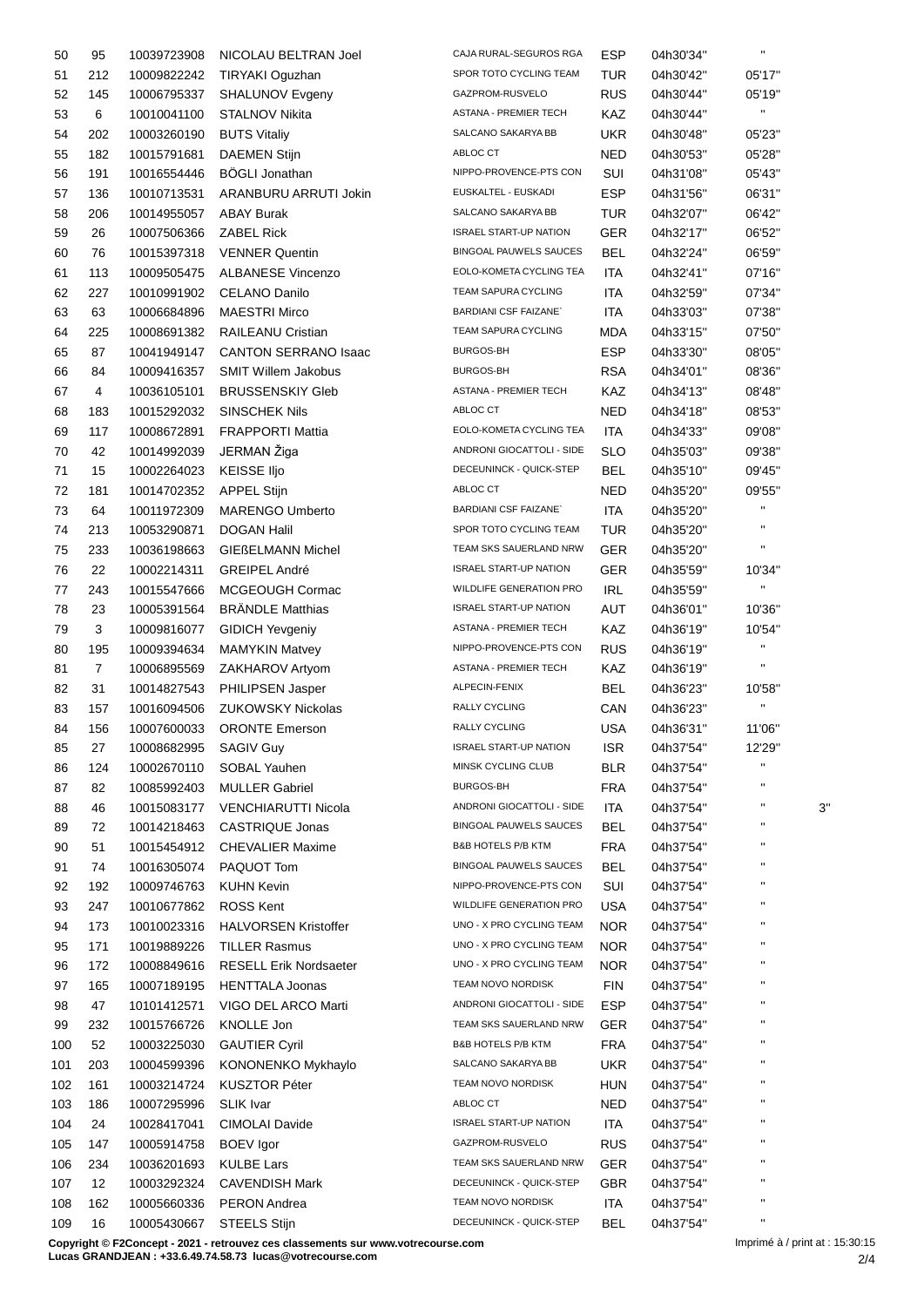| | | | | | | | | |
|---|---|---|---|---|---|---|---|---|
| 50 | 95 | 10039723908 | NICOLAU BELTRAN Joel | CAJA RURAL-SEGUROS RGA | ESP | 04h30'34'' | '' | |
| 51 | 212 | 10009822242 | TIRYAKI Oguzhan | SPOR TOTO CYCLING TEAM | TUR | 04h30'42'' | 05'17'' | |
| 52 | 145 | 10006795337 | SHALUNOV Evgeny | GAZPROM-RUSVELO | RUS | 04h30'44'' | 05'19'' | |
| 53 | 6 | 10010041100 | STALNOV Nikita | ASTANA - PREMIER TECH | KAZ | 04h30'44'' | '' | |
| 54 | 202 | 10003260190 | BUTS Vitaliy | SALCANO SAKARYA BB | UKR | 04h30'48'' | 05'23'' | |
| 55 | 182 | 10015791681 | DAEMEN Stijn | ABLOC CT | NED | 04h30'53'' | 05'28'' | |
| 56 | 191 | 10016554446 | BÖGLI Jonathan | NIPPO-PROVENCE-PTS CON | SUI | 04h31'08'' | 05'43'' | |
| 57 | 136 | 10010713531 | ARANBURU ARRUTI Jokin | EUSKALTEL - EUSKADI | ESP | 04h31'56'' | 06'31'' | |
| 58 | 206 | 10014955057 | ABAY Burak | SALCANO SAKARYA BB | TUR | 04h32'07'' | 06'42'' | |
| 59 | 26 | 10007506366 | ZABEL Rick | ISRAEL START-UP NATION | GER | 04h32'17'' | 06'52'' | |
| 60 | 76 | 10015397318 | VENNER Quentin | BINGOAL PAUWELS SAUCES | BEL | 04h32'24'' | 06'59'' | |
| 61 | 113 | 10009505475 | ALBANESE Vincenzo | EOLO-KOMETA CYCLING TEA | ITA | 04h32'41'' | 07'16'' | |
| 62 | 227 | 10010991902 | CELANO Danilo | TEAM SAPURA CYCLING | ITA | 04h32'59'' | 07'34'' | |
| 63 | 63 | 10006684896 | MAESTRI Mirco | BARDIANI CSF FAIZANE` | ITA | 04h33'03'' | 07'38'' | |
| 64 | 225 | 10008691382 | RAILEANU Cristian | TEAM SAPURA CYCLING | MDA | 04h33'15'' | 07'50'' | |
| 65 | 87 | 10041949147 | CANTON SERRANO Isaac | BURGOS-BH | ESP | 04h33'30'' | 08'05'' | |
| 66 | 84 | 10009416357 | SMIT Willem Jakobus | BURGOS-BH | RSA | 04h34'01'' | 08'36'' | |
| 67 | 4 | 10036105101 | BRUSSENSKIY Gleb | ASTANA - PREMIER TECH | KAZ | 04h34'13'' | 08'48'' | |
| 68 | 183 | 10015292032 | SINSCHEK Nils | ABLOC CT | NED | 04h34'18'' | 08'53'' | |
| 69 | 117 | 10008672891 | FRAPPORTI Mattia | EOLO-KOMETA CYCLING TEA | ITA | 04h34'33'' | 09'08'' | |
| 70 | 42 | 10014992039 | JERMAN Žiga | ANDRONI GIOCATTOLI - SIDE | SLO | 04h35'03'' | 09'38'' | |
| 71 | 15 | 10002264023 | KEISSE Iljo | DECEUNINCK - QUICK-STEP | BEL | 04h35'10'' | 09'45'' | |
| 72 | 181 | 10014702352 | APPEL Stijn | ABLOC CT | NED | 04h35'20'' | 09'55'' | |
| 73 | 64 | 10011972309 | MARENGO Umberto | BARDIANI CSF FAIZANE` | ITA | 04h35'20'' | '' | |
| 74 | 213 | 10053290871 | DOGAN Halil | SPOR TOTO CYCLING TEAM | TUR | 04h35'20'' | '' | |
| 75 | 233 | 10036198663 | GIEßELMANN Michel | TEAM SKS SAUERLAND NRW | GER | 04h35'20'' | '' | |
| 76 | 22 | 10002214311 | GREIPEL André | ISRAEL START-UP NATION | GER | 04h35'59'' | 10'34'' | |
| 77 | 243 | 10015547666 | MCGEOUGH Cormac | WILDLIFE GENERATION PRO | IRL | 04h35'59'' | '' | |
| 78 | 23 | 10005391564 | BRÄNDLE Matthias | ISRAEL START-UP NATION | AUT | 04h36'01'' | 10'36'' | |
| 79 | 3 | 10009816077 | GIDICH Yevgeniy | ASTANA - PREMIER TECH | KAZ | 04h36'19'' | 10'54'' | |
| 80 | 195 | 10009394634 | MAMYKIN Matvey | NIPPO-PROVENCE-PTS CON | RUS | 04h36'19'' | '' | |
| 81 | 7 | 10006895569 | ZAKHAROV Artyom | ASTANA - PREMIER TECH | KAZ | 04h36'19'' | '' | |
| 82 | 31 | 10014827543 | PHILIPSEN Jasper | ALPECIN-FENIX | BEL | 04h36'23'' | 10'58'' | |
| 83 | 157 | 10016094506 | ZUKOWSKY Nickolas | RALLY CYCLING | CAN | 04h36'23'' | '' | |
| 84 | 156 | 10007600033 | ORONTE Emerson | RALLY CYCLING | USA | 04h36'31'' | 11'06'' | |
| 85 | 27 | 10008682995 | SAGIV Guy | ISRAEL START-UP NATION | ISR | 04h37'54'' | 12'29'' | |
| 86 | 124 | 10002670110 | SOBAL Yauhen | MINSK CYCLING CLUB | BLR | 04h37'54'' | '' | |
| 87 | 82 | 10085992403 | MULLER Gabriel | BURGOS-BH | FRA | 04h37'54'' | '' | |
| 88 | 46 | 10015083177 | VENCHIARUTTI Nicola | ANDRONI GIOCATTOLI - SIDE | ITA | 04h37'54'' | '' | 3'' |
| 89 | 72 | 10014218463 | CASTRIQUE Jonas | BINGOAL PAUWELS SAUCES | BEL | 04h37'54'' | '' | |
| 90 | 51 | 10015454912 | CHEVALIER Maxime | B&B HOTELS P/B KTM | FRA | 04h37'54'' | '' | |
| 91 | 74 | 10016305074 | PAQUOT Tom | BINGOAL PAUWELS SAUCES | BEL | 04h37'54'' | '' | |
| 92 | 192 | 10009746763 | KUHN Kevin | NIPPO-PROVENCE-PTS CON | SUI | 04h37'54'' | '' | |
| 93 | 247 | 10010677862 | ROSS Kent | WILDLIFE GENERATION PRO | USA | 04h37'54'' | '' | |
| 94 | 173 | 10010023316 | HALVORSEN Kristoffer | UNO - X PRO CYCLING TEAM | NOR | 04h37'54'' | '' | |
| 95 | 171 | 10019889226 | TILLER Rasmus | UNO - X PRO CYCLING TEAM | NOR | 04h37'54'' | '' | |
| 96 | 172 | 10008849616 | RESELL Erik Nordsaeter | UNO - X PRO CYCLING TEAM | NOR | 04h37'54'' | '' | |
| 97 | 165 | 10007189195 | HENTTALA Joonas | TEAM NOVO NORDISK | FIN | 04h37'54'' | '' | |
| 98 | 47 | 10101412571 | VIGO DEL ARCO Marti | ANDRONI GIOCATTOLI - SIDE | ESP | 04h37'54'' | '' | |
| 99 | 232 | 10015766726 | KNOLLE Jon | TEAM SKS SAUERLAND NRW | GER | 04h37'54'' | '' | |
| 100 | 52 | 10003225030 | GAUTIER Cyril | B&B HOTELS P/B KTM | FRA | 04h37'54'' | '' | |
| 101 | 203 | 10004599396 | KONONENKO Mykhaylo | SALCANO SAKARYA BB | UKR | 04h37'54'' | '' | |
| 102 | 161 | 10003214724 | KUSZTOR Péter | TEAM NOVO NORDISK | HUN | 04h37'54'' | '' | |
| 103 | 186 | 10007295996 | SLIK Ivar | ABLOC CT | NED | 04h37'54'' | '' | |
| 104 | 24 | 10028417041 | CIMOLAI Davide | ISRAEL START-UP NATION | ITA | 04h37'54'' | '' | |
| 105 | 147 | 10005914758 | BOEV Igor | GAZPROM-RUSVELO | RUS | 04h37'54'' | '' | |
| 106 | 234 | 10036201693 | KULBE Lars | TEAM SKS SAUERLAND NRW | GER | 04h37'54'' | '' | |
| 107 | 12 | 10003292324 | CAVENDISH Mark | DECEUNINCK - QUICK-STEP | GBR | 04h37'54'' | '' | |
| 108 | 162 | 10005660336 | PERON Andrea | TEAM NOVO NORDISK | ITA | 04h37'54'' | '' | |
| 109 | 16 | 10005430667 | STEELS Stijn | DECEUNINCK - QUICK-STEP | BEL | 04h37'54'' | '' | |

**Copyright © F2Concept - 2021 - retrouvez ces classements sur www.votrecourse.com**
**Lucas GRANDJEAN : +33.6.49.74.58.73 lucas@votrecourse.com**

Imprimé à / print at : 15:30:15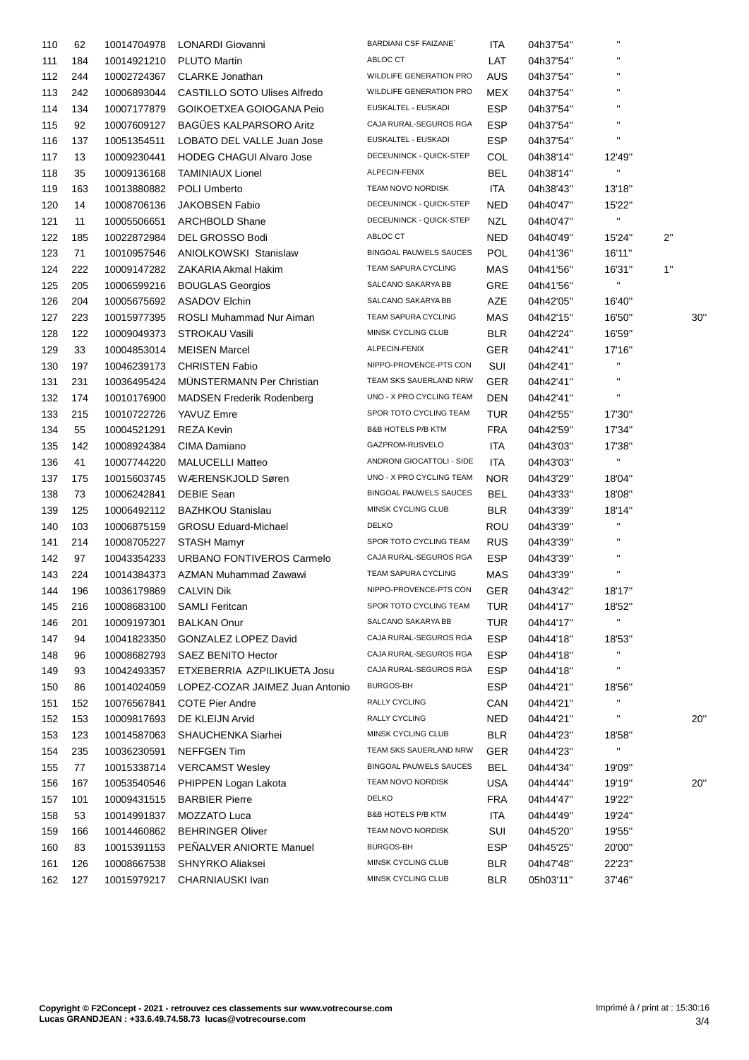| | | | | | | | | | |
|---|---|---|---|---|---|---|---|---|---|
| 110 | 62 | 10014704978 | LONARDI Giovanni | BARDIANI CSF FAIZANE` | ITA | 04h37'54'' | " | | |
| 111 | 184 | 10014921210 | PLUTO Martin | ABLOC CT | LAT | 04h37'54'' | " | | |
| 112 | 244 | 10002724367 | CLARKE Jonathan | WILDLIFE GENERATION PRO | AUS | 04h37'54'' | " | | |
| 113 | 242 | 10006893044 | CASTILLO SOTO Ulises Alfredo | WILDLIFE GENERATION PRO | MEX | 04h37'54'' | " | | |
| 114 | 134 | 10007177879 | GOIKOETXEA GOIOGANA Peio | EUSKALTEL - EUSKADI | ESP | 04h37'54'' | " | | |
| 115 | 92 | 10007609127 | BAGÜES KALPARSORO Aritz | CAJA RURAL-SEGUROS RGA | ESP | 04h37'54'' | " | | |
| 116 | 137 | 10051354511 | LOBATO DEL VALLE Juan Jose | EUSKALTEL - EUSKADI | ESP | 04h37'54'' | " | | |
| 117 | 13 | 10009230441 | HODEG CHAGUI Alvaro Jose | DECEUNINCK - QUICK-STEP | COL | 04h38'14'' | 12'49'' | | |
| 118 | 35 | 10009136168 | TAMINIAUX Lionel | ALPECIN-FENIX | BEL | 04h38'14'' | " | | |
| 119 | 163 | 10013880882 | POLI Umberto | TEAM NOVO NORDISK | ITA | 04h38'43'' | 13'18'' | | |
| 120 | 14 | 10008706136 | JAKOBSEN Fabio | DECEUNINCK - QUICK-STEP | NED | 04h40'47'' | 15'22'' | | |
| 121 | 11 | 10005506651 | ARCHBOLD Shane | DECEUNINCK - QUICK-STEP | NZL | 04h40'47'' | " | | |
| 122 | 185 | 10022872984 | DEL GROSSO Bodi | ABLOC CT | NED | 04h40'49'' | 15'24'' | 2'' | |
| 123 | 71 | 10010957546 | ANIOLKOWSKI Stanislaw | BINGOAL PAUWELS SAUCES | POL | 04h41'36'' | 16'11'' | | |
| 124 | 222 | 10009147282 | ZAKARIA Akmal Hakim | TEAM SAPURA CYCLING | MAS | 04h41'56'' | 16'31'' | 1'' | |
| 125 | 205 | 10006599216 | BOUGLAS Georgios | SALCANO SAKARYA BB | GRE | 04h41'56'' | " | | |
| 126 | 204 | 10005675692 | ASADOV Elchin | SALCANO SAKARYA BB | AZE | 04h42'05'' | 16'40'' | | |
| 127 | 223 | 10015977395 | ROSLI Muhammad Nur Aiman | TEAM SAPURA CYCLING | MAS | 04h42'15'' | 16'50'' | | 30'' |
| 128 | 122 | 10009049373 | STROKAU Vasili | MINSK CYCLING CLUB | BLR | 04h42'24'' | 16'59'' | | |
| 129 | 33 | 10004853014 | MEISEN Marcel | ALPECIN-FENIX | GER | 04h42'41'' | 17'16'' | | |
| 130 | 197 | 10046239173 | CHRISTEN Fabio | NIPPO-PROVENCE-PTS CON | SUI | 04h42'41'' | " | | |
| 131 | 231 | 10036495424 | MÜNSTERMANN Per Christian | TEAM SKS SAUERLAND NRW | GER | 04h42'41'' | " | | |
| 132 | 174 | 10010176900 | MADSEN Frederik Rodenberg | UNO - X PRO CYCLING TEAM | DEN | 04h42'41'' | " | | |
| 133 | 215 | 10010722726 | YAVUZ Emre | SPOR TOTO CYCLING TEAM | TUR | 04h42'55'' | 17'30'' | | |
| 134 | 55 | 10004521291 | REZA Kevin | B&B HOTELS P/B KTM | FRA | 04h42'59'' | 17'34'' | | |
| 135 | 142 | 10008924384 | CIMA Damiano | GAZPROM-RUSVELO | ITA | 04h43'03'' | 17'38'' | | |
| 136 | 41 | 10007744220 | MALUCELLI Matteo | ANDRONI GIOCATTOLI - SIDE | ITA | 04h43'03'' | " | | |
| 137 | 175 | 10015603745 | WÆRENSKJOLD Søren | UNO - X PRO CYCLING TEAM | NOR | 04h43'29'' | 18'04'' | | |
| 138 | 73 | 10006242841 | DEBIE Sean | BINGOAL PAUWELS SAUCES | BEL | 04h43'33'' | 18'08'' | | |
| 139 | 125 | 10006492112 | BAZHKOU Stanislau | MINSK CYCLING CLUB | BLR | 04h43'39'' | 18'14'' | | |
| 140 | 103 | 10006875159 | GROSU Eduard-Michael | DELKO | ROU | 04h43'39'' | " | | |
| 141 | 214 | 10008705227 | STASH Mamyr | SPOR TOTO CYCLING TEAM | RUS | 04h43'39'' | " | | |
| 142 | 97 | 10043354233 | URBANO FONTIVEROS Carmelo | CAJA RURAL-SEGUROS RGA | ESP | 04h43'39'' | " | | |
| 143 | 224 | 10014384373 | AZMAN Muhammad Zawawi | TEAM SAPURA CYCLING | MAS | 04h43'39'' | " | | |
| 144 | 196 | 10036179869 | CALVIN Dik | NIPPO-PROVENCE-PTS CON | GER | 04h43'42'' | 18'17'' | | |
| 145 | 216 | 10008683100 | SAMLI Feritcan | SPOR TOTO CYCLING TEAM | TUR | 04h44'17'' | 18'52'' | | |
| 146 | 201 | 10009197301 | BALKAN Onur | SALCANO SAKARYA BB | TUR | 04h44'17'' | " | | |
| 147 | 94 | 10041823350 | GONZALEZ LOPEZ David | CAJA RURAL-SEGUROS RGA | ESP | 04h44'18'' | 18'53'' | | |
| 148 | 96 | 10008682793 | SAEZ BENITO Hector | CAJA RURAL-SEGUROS RGA | ESP | 04h44'18'' | " | | |
| 149 | 93 | 10042493357 | ETXEBERRIA AZPILIKUETA Josu | CAJA RURAL-SEGUROS RGA | ESP | 04h44'18'' | " | | |
| 150 | 86 | 10014024059 | LOPEZ-COZAR JAIMEZ Juan Antonio | BURGOS-BH | ESP | 04h44'21'' | 18'56'' | | |
| 151 | 152 | 10076567841 | COTE Pier Andre | RALLY CYCLING | CAN | 04h44'21'' | " | | |
| 152 | 153 | 10009817693 | DE KLEIJN Arvid | RALLY CYCLING | NED | 04h44'21'' | " | | 20'' |
| 153 | 123 | 10014587063 | SHAUCHENKA Siarhei | MINSK CYCLING CLUB | BLR | 04h44'23'' | 18'58'' | | |
| 154 | 235 | 10036230591 | NEFFGEN Tim | TEAM SKS SAUERLAND NRW | GER | 04h44'23'' | " | | |
| 155 | 77 | 10015338714 | VERCAMST Wesley | BINGOAL PAUWELS SAUCES | BEL | 04h44'34'' | 19'09'' | | |
| 156 | 167 | 10053540546 | PHIPPEN Logan Lakota | TEAM NOVO NORDISK | USA | 04h44'44'' | 19'19'' | | 20'' |
| 157 | 101 | 10009431515 | BARBIER Pierre | DELKO | FRA | 04h44'47'' | 19'22'' | | |
| 158 | 53 | 10014991837 | MOZZATO Luca | B&B HOTELS P/B KTM | ITA | 04h44'49'' | 19'24'' | | |
| 159 | 166 | 10014460862 | BEHRINGER Oliver | TEAM NOVO NORDISK | SUI | 04h45'20'' | 19'55'' | | |
| 160 | 83 | 10015391153 | PEÑALVER ANIORTE Manuel | BURGOS-BH | ESP | 04h45'25'' | 20'00'' | | |
| 161 | 126 | 10008667538 | SHNYRKO Aliaksei | MINSK CYCLING CLUB | BLR | 04h47'48'' | 22'23'' | | |
| 162 | 127 | 10015979217 | CHARNIAUSKI Ivan | MINSK CYCLING CLUB | BLR | 05h03'11'' | 37'46'' | | |

**Copyright © F2Concept - 2021 - retrouvez ces classements sur www.votrecourse.com**
**Lucas GRANDJEAN : +33.6.49.74.58.73 lucas@votrecourse.com**

Imprimé à / print at : 15:30:16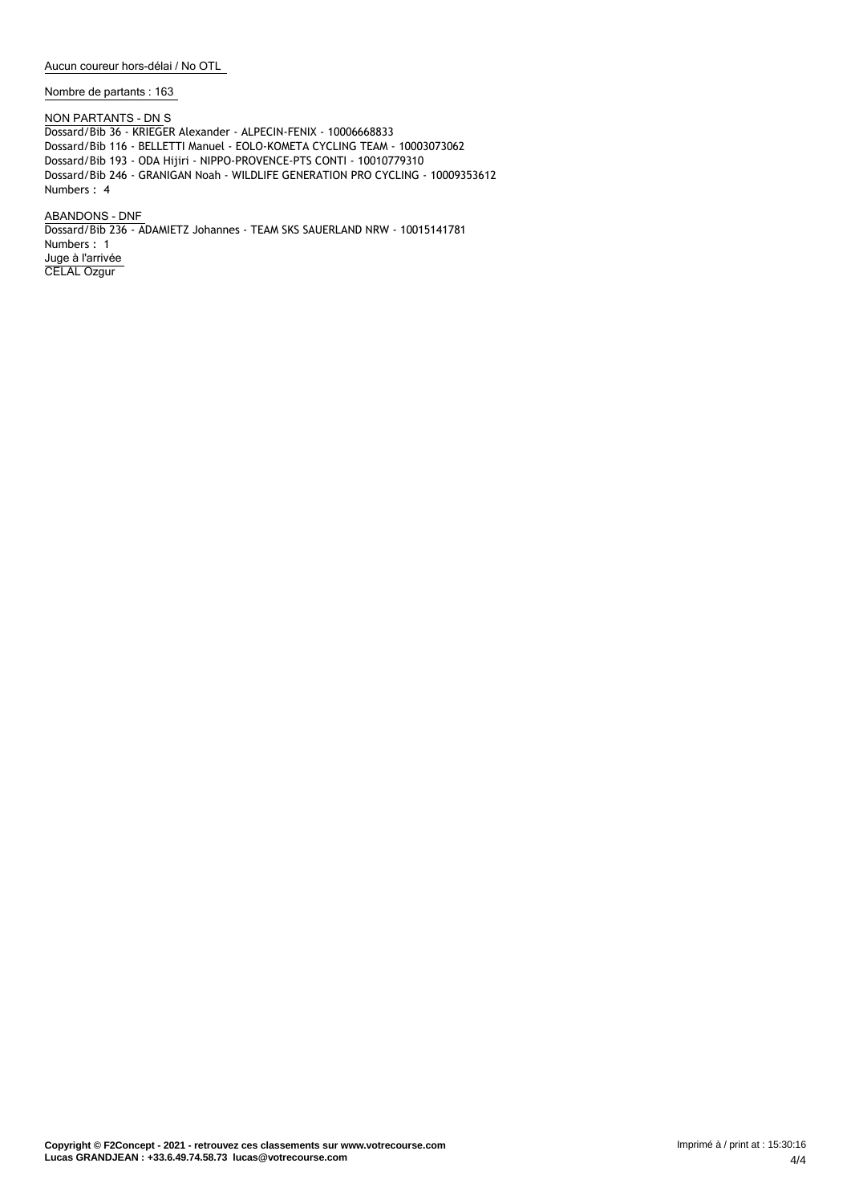Aucun coureur hors-délai / No OTL

Nombre de partants : 163

NON PARTANTS - DN S

Dossard/Bib 36 - KRIEGER Alexander - ALPECIN-FENIX - 10006668833
Dossard/Bib 116 - BELLETTI Manuel - EOLO-KOMETA CYCLING TEAM - 10003073062
Dossard/Bib 193 - ODA Hijiri - NIPPO-PROVENCE-PTS CONTI - 10010779310
Dossard/Bib 246 - GRANIGAN Noah - WILDLIFE GENERATION PRO CYCLING - 10009353612
Numbers : 4

ABANDONS - DNF

Dossard/Bib 236 - ADAMIETZ Johannes - TEAM SKS SAUERLAND NRW - 10015141781
Numbers : 1

Juge à l'arrivée

CELAL Ozgur

**Copyright © F2Concept - 2021 - retrouvez ces classements sur www.votrecourse.com**
**Lucas GRANDJEAN : +33.6.49.74.58.73 lucas@votrecourse.com**

Imprimé à / print at : 15:30:16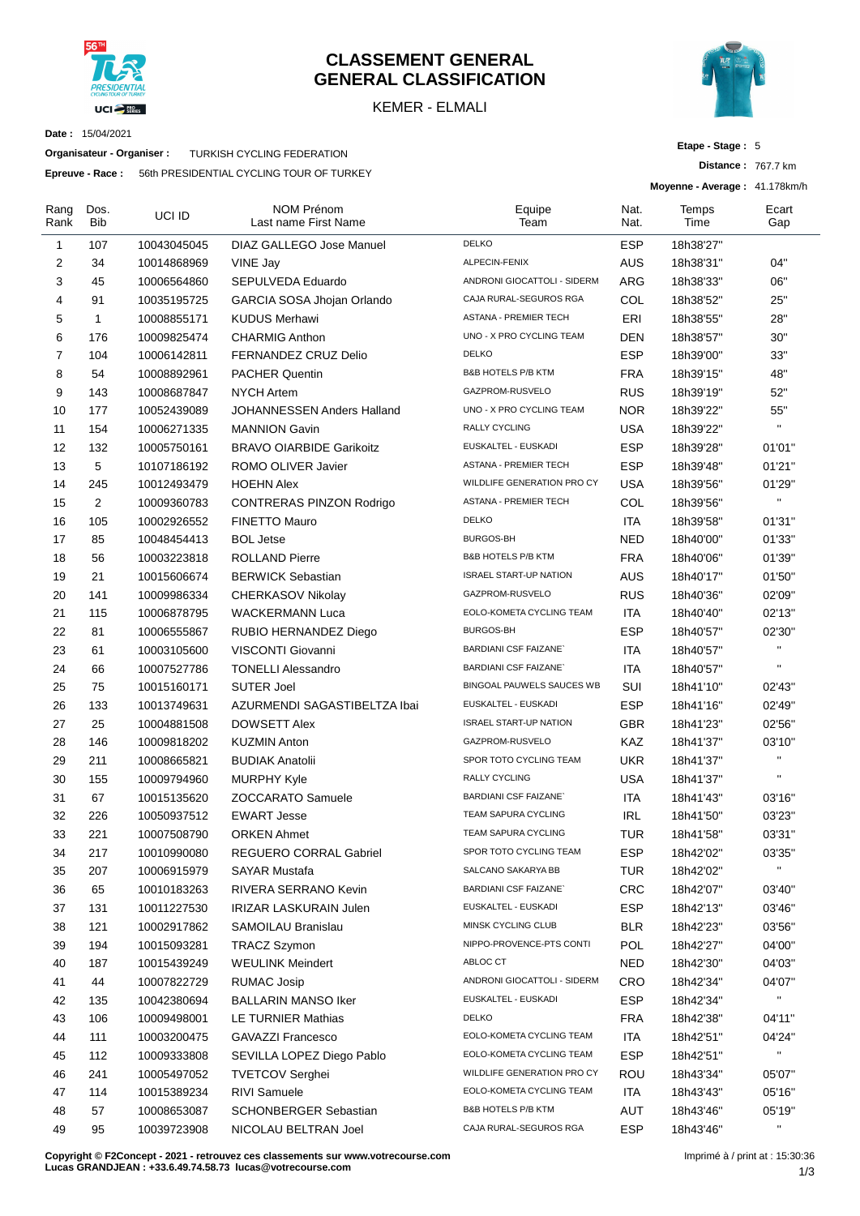# CLASSEMENT GENERAL
# GENERAL CLASSIFICATION

KEMER - ELMALI

**Date :** 15/04/2021

**Organisateur - Organiser :** TURKISH CYCLING FEDERATION

**Epreuve - Race :** 56th PRESIDENTIAL CYCLING TOUR OF TURKEY

**Etape - Stage :** 5

**Distance :** 767.7 km

**Moyenne - Average :** 41.178km/h

| Rang Rank | Dos. Bib | UCI ID | NOM Prénom Last name First Name | Equipe Team | Nat. Nat. | Temps Time | Ecart Gap |
|---|---|---|---|---|---|---|---|
| 1 | 107 | 10043045045 | DIAZ GALLEGO Jose Manuel | DELKO | ESP | 18h38'27" | |
| 2 | 34 | 10014868969 | VINE Jay | ALPECIN-FENIX | AUS | 18h38'31" | 04" |
| 3 | 45 | 10006564860 | SEPULVEDA Eduardo | ANDRONI GIOCATTOLI - SIDERM | ARG | 18h38'33" | 06" |
| 4 | 91 | 10035195725 | GARCIA SOSA Jhojan Orlando | CAJA RURAL-SEGUROS RGA | COL | 18h38'52" | 25" |
| 5 | 1 | 10008855171 | KUDUS Merhawi | ASTANA - PREMIER TECH | ERI | 18h38'55" | 28" |
| 6 | 176 | 10009825474 | CHARMIG Anthon | UNO - X PRO CYCLING TEAM | DEN | 18h38'57" | 30" |
| 7 | 104 | 10006142811 | FERNANDEZ CRUZ Delio | DELKO | ESP | 18h39'00" | 33" |
| 8 | 54 | 10008892961 | PACHER Quentin | B&B HOTELS P/B KTM | FRA | 18h39'15" | 48" |
| 9 | 143 | 10008687847 | NYCH Artem | GAZPROM-RUSVELO | RUS | 18h39'19" | 52" |
| 10 | 177 | 10052439089 | JOHANNESSEN Anders Halland | UNO - X PRO CYCLING TEAM | NOR | 18h39'22" | 55" |
| 11 | 154 | 10006271335 | MANNION Gavin | RALLY CYCLING | USA | 18h39'22" | " |
| 12 | 132 | 10005750161 | BRAVO OIARBIDE Garikoitz | EUSKALTEL - EUSKADI | ESP | 18h39'28" | 01'01" |
| 13 | 5 | 10107186192 | ROMO OLIVER Javier | ASTANA - PREMIER TECH | ESP | 18h39'48" | 01'21" |
| 14 | 245 | 10012493479 | HOEHN Alex | WILDLIFE GENERATION PRO CY | USA | 18h39'56" | 01'29" |
| 15 | 2 | 10009360783 | CONTRERAS PINZON Rodrigo | ASTANA - PREMIER TECH | COL | 18h39'56" | " |
| 16 | 105 | 10002926552 | FINETTO Mauro | DELKO | ITA | 18h39'58" | 01'31" |
| 17 | 85 | 10048454413 | BOL Jetse | BURGOS-BH | NED | 18h40'00" | 01'33" |
| 18 | 56 | 10003223818 | ROLLAND Pierre | B&B HOTELS P/B KTM | FRA | 18h40'06" | 01'39" |
| 19 | 21 | 10015606674 | BERWICK Sebastian | ISRAEL START-UP NATION | AUS | 18h40'17" | 01'50" |
| 20 | 141 | 10009986334 | CHERKASOV Nikolay | GAZPROM-RUSVELO | RUS | 18h40'36" | 02'09" |
| 21 | 115 | 10006878795 | WACKERMANN Luca | EOLO-KOMETA CYCLING TEAM | ITA | 18h40'40" | 02'13" |
| 22 | 81 | 10006555867 | RUBIO HERNANDEZ Diego | BURGOS-BH | ESP | 18h40'57" | 02'30" |
| 23 | 61 | 10003105600 | VISCONTI Giovanni | BARDIANI CSF FAIZANE` | ITA | 18h40'57" | " |
| 24 | 66 | 10007527786 | TONELLI Alessandro | BARDIANI CSF FAIZANE` | ITA | 18h40'57" | " |
| 25 | 75 | 10015160171 | SUTER Joel | BINGOAL PAUWELS SAUCES WB | SUI | 18h41'10" | 02'43" |
| 26 | 133 | 10013749631 | AZURMENDI SAGASTIBELTZA Ibai | EUSKALTEL - EUSKADI | ESP | 18h41'16" | 02'49" |
| 27 | 25 | 10004881508 | DOWSETT Alex | ISRAEL START-UP NATION | GBR | 18h41'23" | 02'56" |
| 28 | 146 | 10009818202 | KUZMIN Anton | GAZPROM-RUSVELO | KAZ | 18h41'37" | 03'10" |
| 29 | 211 | 10008665821 | BUDIAK Anatolii | SPOR TOTO CYCLING TEAM | UKR | 18h41'37" | " |
| 30 | 155 | 10009794960 | MURPHY Kyle | RALLY CYCLING | USA | 18h41'37" | " |
| 31 | 67 | 10015135620 | ZOCCARATO Samuele | BARDIANI CSF FAIZANE` | ITA | 18h41'43" | 03'16" |
| 32 | 226 | 10050937512 | EWART Jesse | TEAM SAPURA CYCLING | IRL | 18h41'50" | 03'23" |
| 33 | 221 | 10007508790 | ORKEN Ahmet | TEAM SAPURA CYCLING | TUR | 18h41'58" | 03'31" |
| 34 | 217 | 10010990080 | REGUERO CORRAL Gabriel | SPOR TOTO CYCLING TEAM | ESP | 18h42'02" | 03'35" |
| 35 | 207 | 10006915979 | SAYAR Mustafa | SALCANO SAKARYA BB | TUR | 18h42'02" | " |
| 36 | 65 | 10010183263 | RIVERA SERRANO Kevin | BARDIANI CSF FAIZANE` | CRC | 18h42'07" | 03'40" |
| 37 | 131 | 10011227530 | IRIZAR LASKURAIN Julen | EUSKALTEL - EUSKADI | ESP | 18h42'13" | 03'46" |
| 38 | 121 | 10002917862 | SAMOILAU Branislau | MINSK CYCLING CLUB | BLR | 18h42'23" | 03'56" |
| 39 | 194 | 10015093281 | TRACZ Szymon | NIPPO-PROVENCE-PTS CONTI | POL | 18h42'27" | 04'00" |
| 40 | 187 | 10015439249 | WEULINK Meindert | ABLOC CT | NED | 18h42'30" | 04'03" |
| 41 | 44 | 10007822729 | RUMAC Josip | ANDRONI GIOCATTOLI - SIDERM | CRO | 18h42'34" | 04'07" |
| 42 | 135 | 10042380694 | BALLARIN MANSO Iker | EUSKALTEL - EUSKADI | ESP | 18h42'34" | " |
| 43 | 106 | 10009498001 | LE TURNIER Mathias | DELKO | FRA | 18h42'38" | 04'11" |
| 44 | 111 | 10003200475 | GAVAZZI Francesco | EOLO-KOMETA CYCLING TEAM | ITA | 18h42'51" | 04'24" |
| 45 | 112 | 10009333808 | SEVILLA LOPEZ Diego Pablo | EOLO-KOMETA CYCLING TEAM | ESP | 18h42'51" | " |
| 46 | 241 | 10005497052 | TVETCOV Serghei | WILDLIFE GENERATION PRO CY | ROU | 18h43'34" | 05'07" |
| 47 | 114 | 10015389234 | RIVI Samuele | EOLO-KOMETA CYCLING TEAM | ITA | 18h43'43" | 05'16" |
| 48 | 57 | 10008653087 | SCHONBERGER Sebastian | B&B HOTELS P/B KTM | AUT | 18h43'46" | 05'19" |
| 49 | 95 | 10039723908 | NICOLAU BELTRAN Joel | CAJA RURAL-SEGUROS RGA | ESP | 18h43'46" | " |

**Copyright © F2Concept - 2021 - retrouvez ces classements sur www.votrecourse.com**
**Lucas GRANDJEAN : +33.6.49.74.58.73 lucas@votrecourse.com**

Imprimé à / print at : 15:30:36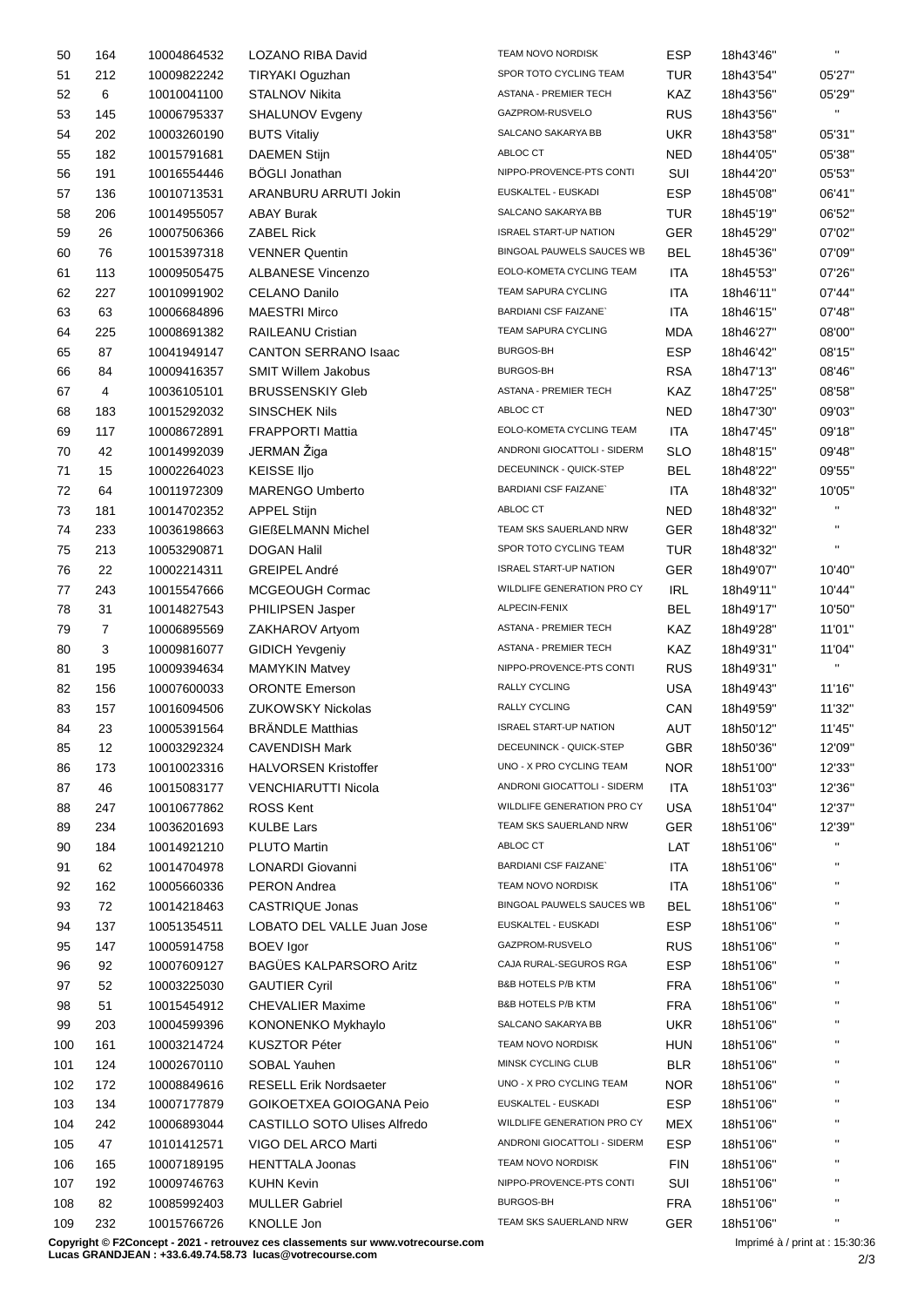| | | | | | | | |
|---|---|---|---|---|---|---|---|
| 50 | 164 | 10004864532 | LOZANO RIBA David | TEAM NOVO NORDISK | ESP | 18h43'46" | " |
| 51 | 212 | 10009822242 | TIRYAKI Oguzhan | SPOR TOTO CYCLING TEAM | TUR | 18h43'54" | 05'27" |
| 52 | 6 | 10010041100 | STALNOV Nikita | ASTANA - PREMIER TECH | KAZ | 18h43'56" | 05'29" |
| 53 | 145 | 10006795337 | SHALUNOV Evgeny | GAZPROM-RUSVELO | RUS | 18h43'56" | " |
| 54 | 202 | 10003260190 | BUTS Vitaliy | SALCANO SAKARYA BB | UKR | 18h43'58" | 05'31" |
| 55 | 182 | 10015791681 | DAEMEN Stijn | ABLOC CT | NED | 18h44'05" | 05'38" |
| 56 | 191 | 10016554446 | BÖGLI Jonathan | NIPPO-PROVENCE-PTS CONTI | SUI | 18h44'20" | 05'53" |
| 57 | 136 | 10010713531 | ARANBURU ARRUTI Jokin | EUSKALTEL - EUSKADI | ESP | 18h45'08" | 06'41" |
| 58 | 206 | 10014955057 | ABAY Burak | SALCANO SAKARYA BB | TUR | 18h45'19" | 06'52" |
| 59 | 26 | 10007506366 | ZABEL Rick | ISRAEL START-UP NATION | GER | 18h45'29" | 07'02" |
| 60 | 76 | 10015397318 | VENNER Quentin | BINGOAL PAUWELS SAUCES WB | BEL | 18h45'36" | 07'09" |
| 61 | 113 | 10009505475 | ALBANESE Vincenzo | EOLO-KOMETA CYCLING TEAM | ITA | 18h45'53" | 07'26" |
| 62 | 227 | 10010991902 | CELANO Danilo | TEAM SAPURA CYCLING | ITA | 18h46'11" | 07'44" |
| 63 | 63 | 10006684896 | MAESTRI Mirco | BARDIANI CSF FAIZANE` | ITA | 18h46'15" | 07'48" |
| 64 | 225 | 10008691382 | RAILEANU Cristian | TEAM SAPURA CYCLING | MDA | 18h46'27" | 08'00" |
| 65 | 87 | 10041949147 | CANTON SERRANO Isaac | BURGOS-BH | ESP | 18h46'42" | 08'15" |
| 66 | 84 | 10009416357 | SMIT Willem Jakobus | BURGOS-BH | RSA | 18h47'13" | 08'46" |
| 67 | 4 | 10036105101 | BRUSSENSKIY Gleb | ASTANA - PREMIER TECH | KAZ | 18h47'25" | 08'58" |
| 68 | 183 | 10015292032 | SINSCHEK Nils | ABLOC CT | NED | 18h47'30" | 09'03" |
| 69 | 117 | 10008672891 | FRAPPORTI Mattia | EOLO-KOMETA CYCLING TEAM | ITA | 18h47'45" | 09'18" |
| 70 | 42 | 10014992039 | JERMAN Žiga | ANDRONI GIOCATTOLI - SIDERM | SLO | 18h48'15" | 09'48" |
| 71 | 15 | 10002264023 | KEISSE Iljo | DECEUNINCK - QUICK-STEP | BEL | 18h48'22" | 09'55" |
| 72 | 64 | 10011972309 | MARENGO Umberto | BARDIANI CSF FAIZANE` | ITA | 18h48'32" | 10'05" |
| 73 | 181 | 10014702352 | APPEL Stijn | ABLOC CT | NED | 18h48'32" | " |
| 74 | 233 | 10036198663 | GIEßELMANN Michel | TEAM SKS SAUERLAND NRW | GER | 18h48'32" | " |
| 75 | 213 | 10053290871 | DOGAN Halil | SPOR TOTO CYCLING TEAM | TUR | 18h48'32" | " |
| 76 | 22 | 10002214311 | GREIPEL André | ISRAEL START-UP NATION | GER | 18h49'07" | 10'40" |
| 77 | 243 | 10015547666 | MCGEOUGH Cormac | WILDLIFE GENERATION PRO CY | IRL | 18h49'11" | 10'44" |
| 78 | 31 | 10014827543 | PHILIPSEN Jasper | ALPECIN-FENIX | BEL | 18h49'17" | 10'50" |
| 79 | 7 | 10006895569 | ZAKHAROV Artyom | ASTANA - PREMIER TECH | KAZ | 18h49'28" | 11'01" |
| 80 | 3 | 10009816077 | GIDICH Yevgeniy | ASTANA - PREMIER TECH | KAZ | 18h49'31" | 11'04" |
| 81 | 195 | 10009394634 | MAMYKIN Matvey | NIPPO-PROVENCE-PTS CONTI | RUS | 18h49'31" | " |
| 82 | 156 | 10007600033 | ORONTE Emerson | RALLY CYCLING | USA | 18h49'43" | 11'16" |
| 83 | 157 | 10016094506 | ZUKOWSKY Nickolas | RALLY CYCLING | CAN | 18h49'59" | 11'32" |
| 84 | 23 | 10005391564 | BRÄNDLE Matthias | ISRAEL START-UP NATION | AUT | 18h50'12" | 11'45" |
| 85 | 12 | 10003292324 | CAVENDISH Mark | DECEUNINCK - QUICK-STEP | GBR | 18h50'36" | 12'09" |
| 86 | 173 | 10010023316 | HALVORSEN Kristoffer | UNO - X PRO CYCLING TEAM | NOR | 18h51'00" | 12'33" |
| 87 | 46 | 10015083177 | VENCHIARUTTI Nicola | ANDRONI GIOCATTOLI - SIDERM | ITA | 18h51'03" | 12'36" |
| 88 | 247 | 10010677862 | ROSS Kent | WILDLIFE GENERATION PRO CY | USA | 18h51'04" | 12'37" |
| 89 | 234 | 10036201693 | KULBE Lars | TEAM SKS SAUERLAND NRW | GER | 18h51'06" | 12'39" |
| 90 | 184 | 10014921210 | PLUTO Martin | ABLOC CT | LAT | 18h51'06" | " |
| 91 | 62 | 10014704978 | LONARDI Giovanni | BARDIANI CSF FAIZANE` | ITA | 18h51'06" | " |
| 92 | 162 | 10005660336 | PERON Andrea | TEAM NOVO NORDISK | ITA | 18h51'06" | " |
| 93 | 72 | 10014218463 | CASTRIQUE Jonas | BINGOAL PAUWELS SAUCES WB | BEL | 18h51'06" | " |
| 94 | 137 | 10051354511 | LOBATO DEL VALLE Juan Jose | EUSKALTEL - EUSKADI | ESP | 18h51'06" | " |
| 95 | 147 | 10005914758 | BOEV Igor | GAZPROM-RUSVELO | RUS | 18h51'06" | " |
| 96 | 92 | 10007609127 | BAGÜES KALPARSORO Aritz | CAJA RURAL-SEGUROS RGA | ESP | 18h51'06" | " |
| 97 | 52 | 10003225030 | GAUTIER Cyril | B&B HOTELS P/B KTM | FRA | 18h51'06" | " |
| 98 | 51 | 10015454912 | CHEVALIER Maxime | B&B HOTELS P/B KTM | FRA | 18h51'06" | " |
| 99 | 203 | 10004599396 | KONONENKO Mykhaylo | SALCANO SAKARYA BB | UKR | 18h51'06" | " |
| 100 | 161 | 10003214724 | KUSZTOR Péter | TEAM NOVO NORDISK | HUN | 18h51'06" | " |
| 101 | 124 | 10002670110 | SOBAL Yauhen | MINSK CYCLING CLUB | BLR | 18h51'06" | " |
| 102 | 172 | 10008849616 | RESELL Erik Nordsaeter | UNO - X PRO CYCLING TEAM | NOR | 18h51'06" | " |
| 103 | 134 | 10007177879 | GOIKOETXEA GOIOGANA Peio | EUSKALTEL - EUSKADI | ESP | 18h51'06" | " |
| 104 | 242 | 10006893044 | CASTILLO SOTO Ulises Alfredo | WILDLIFE GENERATION PRO CY | MEX | 18h51'06" | " |
| 105 | 47 | 10101412571 | VIGO DEL ARCO Marti | ANDRONI GIOCATTOLI - SIDERM | ESP | 18h51'06" | " |
| 106 | 165 | 10007189195 | HENTTALA Joonas | TEAM NOVO NORDISK | FIN | 18h51'06" | " |
| 107 | 192 | 10009746763 | KUHN Kevin | NIPPO-PROVENCE-PTS CONTI | SUI | 18h51'06" | " |
| 108 | 82 | 10085992403 | MULLER Gabriel | BURGOS-BH | FRA | 18h51'06" | " |
| 109 | 232 | 10015766726 | KNOLLE Jon | TEAM SKS SAUERLAND NRW | GER | 18h51'06" | " |

**Copyright © F2Concept - 2021 - retrouvez ces classements sur www.votrecourse.com**
**Lucas GRANDJEAN : +33.6.49.74.58.73 lucas@votrecourse.com**

Imprimé à / print at : 15:30:36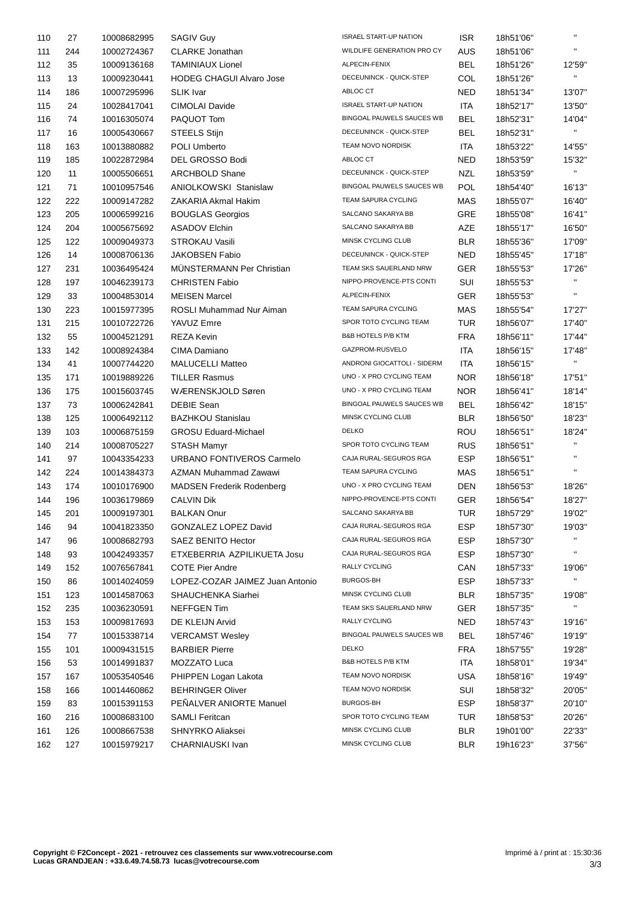| | | | | | | | |
|---|---|---|---|---|---|---|---|
| 110 | 27 | 10008682995 | SAGIV Guy | ISRAEL START-UP NATION | ISR | 18h51'06" | " |
| 111 | 244 | 10002724367 | CLARKE Jonathan | WILDLIFE GENERATION PRO CY | AUS | 18h51'06" | " |
| 112 | 35 | 10009136168 | TAMINIAUX Lionel | ALPECIN-FENIX | BEL | 18h51'26" | 12'59" |
| 113 | 13 | 10009230441 | HODEG CHAGUI Alvaro Jose | DECEUNINCK - QUICK-STEP | COL | 18h51'26" | " |
| 114 | 186 | 10007295996 | SLIK Ivar | ABLOC CT | NED | 18h51'34" | 13'07" |
| 115 | 24 | 10028417041 | CIMOLAI Davide | ISRAEL START-UP NATION | ITA | 18h52'17" | 13'50" |
| 116 | 74 | 10016305074 | PAQUOT Tom | BINGOAL PAUWELS SAUCES WB | BEL | 18h52'31" | 14'04" |
| 117 | 16 | 10005430667 | STEELS Stijn | DECEUNINCK - QUICK-STEP | BEL | 18h52'31" | " |
| 118 | 163 | 10013880882 | POLI Umberto | TEAM NOVO NORDISK | ITA | 18h53'22" | 14'55" |
| 119 | 185 | 10022872984 | DEL GROSSO Bodi | ABLOC CT | NED | 18h53'59" | 15'32" |
| 120 | 11 | 10005506651 | ARCHBOLD Shane | DECEUNINCK - QUICK-STEP | NZL | 18h53'59" | " |
| 121 | 71 | 10010957546 | ANIOLKOWSKI Stanislaw | BINGOAL PAUWELS SAUCES WB | POL | 18h54'40" | 16'13" |
| 122 | 222 | 10009147282 | ZAKARIA Akmal Hakim | TEAM SAPURA CYCLING | MAS | 18h55'07" | 16'40" |
| 123 | 205 | 10006599216 | BOUGLAS Georgios | SALCANO SAKARYA BB | GRE | 18h55'08" | 16'41" |
| 124 | 204 | 10005675692 | ASADOV Elchin | SALCANO SAKARYA BB | AZE | 18h55'17" | 16'50" |
| 125 | 122 | 10009049373 | STROKAU Vasili | MINSK CYCLING CLUB | BLR | 18h55'36" | 17'09" |
| 126 | 14 | 10008706136 | JAKOBSEN Fabio | DECEUNINCK - QUICK-STEP | NED | 18h55'45" | 17'18" |
| 127 | 231 | 10036495424 | MÜNSTERMANN Per Christian | TEAM SKS SAUERLAND NRW | GER | 18h55'53" | 17'26" |
| 128 | 197 | 10046239173 | CHRISTEN Fabio | NIPPO-PROVENCE-PTS CONTI | SUI | 18h55'53" | " |
| 129 | 33 | 10004853014 | MEISEN Marcel | ALPECIN-FENIX | GER | 18h55'53" | " |
| 130 | 223 | 10015977395 | ROSLI Muhammad Nur Aiman | TEAM SAPURA CYCLING | MAS | 18h55'54" | 17'27" |
| 131 | 215 | 10010722726 | YAVUZ Emre | SPOR TOTO CYCLING TEAM | TUR | 18h56'07" | 17'40" |
| 132 | 55 | 10004521291 | REZA Kevin | B&B HOTELS P/B KTM | FRA | 18h56'11" | 17'44" |
| 133 | 142 | 10008924384 | CIMA Damiano | GAZPROM-RUSVELO | ITA | 18h56'15" | 17'48" |
| 134 | 41 | 10007744220 | MALUCELLI Matteo | ANDRONI GIOCATTOLI - SIDERM | ITA | 18h56'15" | " |
| 135 | 171 | 10019889226 | TILLER Rasmus | UNO - X PRO CYCLING TEAM | NOR | 18h56'18" | 17'51" |
| 136 | 175 | 10015603745 | WÆRENSKJOLD Søren | UNO - X PRO CYCLING TEAM | NOR | 18h56'41" | 18'14" |
| 137 | 73 | 10006242841 | DEBIE Sean | BINGOAL PAUWELS SAUCES WB | BEL | 18h56'42" | 18'15" |
| 138 | 125 | 10006492112 | BAZHKOU Stanislau | MINSK CYCLING CLUB | BLR | 18h56'50" | 18'23" |
| 139 | 103 | 10006875159 | GROSU Eduard-Michael | DELKO | ROU | 18h56'51" | 18'24" |
| 140 | 214 | 10008705227 | STASH Mamyr | SPOR TOTO CYCLING TEAM | RUS | 18h56'51" | " |
| 141 | 97 | 10043354233 | URBANO FONTIVEROS Carmelo | CAJA RURAL-SEGUROS RGA | ESP | 18h56'51" | " |
| 142 | 224 | 10014384373 | AZMAN Muhammad Zawawi | TEAM SAPURA CYCLING | MAS | 18h56'51" | " |
| 143 | 174 | 10010176900 | MADSEN Frederik Rodenberg | UNO - X PRO CYCLING TEAM | DEN | 18h56'53" | 18'26" |
| 144 | 196 | 10036179869 | CALVIN Dik | NIPPO-PROVENCE-PTS CONTI | GER | 18h56'54" | 18'27" |
| 145 | 201 | 10009197301 | BALKAN Onur | SALCANO SAKARYA BB | TUR | 18h57'29" | 19'02" |
| 146 | 94 | 10041823350 | GONZALEZ LOPEZ David | CAJA RURAL-SEGUROS RGA | ESP | 18h57'30" | 19'03" |
| 147 | 96 | 10008682793 | SAEZ BENITO Hector | CAJA RURAL-SEGUROS RGA | ESP | 18h57'30" | " |
| 148 | 93 | 10042493357 | ETXEBERRIA AZPILIKUETA Josu | CAJA RURAL-SEGUROS RGA | ESP | 18h57'30" | " |
| 149 | 152 | 10076567841 | COTE Pier Andre | RALLY CYCLING | CAN | 18h57'33" | 19'06" |
| 150 | 86 | 10014024059 | LOPEZ-COZAR JAIMEZ Juan Antonio | BURGOS-BH | ESP | 18h57'33" | " |
| 151 | 123 | 10014587063 | SHAUCHENKA Siarhei | MINSK CYCLING CLUB | BLR | 18h57'35" | 19'08" |
| 152 | 235 | 10036230591 | NEFFGEN Tim | TEAM SKS SAUERLAND NRW | GER | 18h57'35" | " |
| 153 | 153 | 10009817693 | DE KLEIJN Arvid | RALLY CYCLING | NED | 18h57'43" | 19'16" |
| 154 | 77 | 10015338714 | VERCAMST Wesley | BINGOAL PAUWELS SAUCES WB | BEL | 18h57'46" | 19'19" |
| 155 | 101 | 10009431515 | BARBIER Pierre | DELKO | FRA | 18h57'55" | 19'28" |
| 156 | 53 | 10014991837 | MOZZATO Luca | B&B HOTELS P/B KTM | ITA | 18h58'01" | 19'34" |
| 157 | 167 | 10053540546 | PHIPPEN Logan Lakota | TEAM NOVO NORDISK | USA | 18h58'16" | 19'49" |
| 158 | 166 | 10014460862 | BEHRINGER Oliver | TEAM NOVO NORDISK | SUI | 18h58'32" | 20'05" |
| 159 | 83 | 10015391153 | PEÑALVER ANIORTE Manuel | BURGOS-BH | ESP | 18h58'37" | 20'10" |
| 160 | 216 | 10008683100 | SAMLI Feritcan | SPOR TOTO CYCLING TEAM | TUR | 18h58'53" | 20'26" |
| 161 | 126 | 10008667538 | SHNYRKO Aliaksei | MINSK CYCLING CLUB | BLR | 19h01'00" | 22'33" |
| 162 | 127 | 10015979217 | CHARNIAUSKI Ivan | MINSK CYCLING CLUB | BLR | 19h16'23" | 37'56" |

**Copyright © F2Concept - 2021 - retrouvez ces classements sur www.votrecourse.com**
**Lucas GRANDJEAN : +33.6.49.74.58.73 lucas@votrecourse.com**

Imprimé à / print at : 15:30:36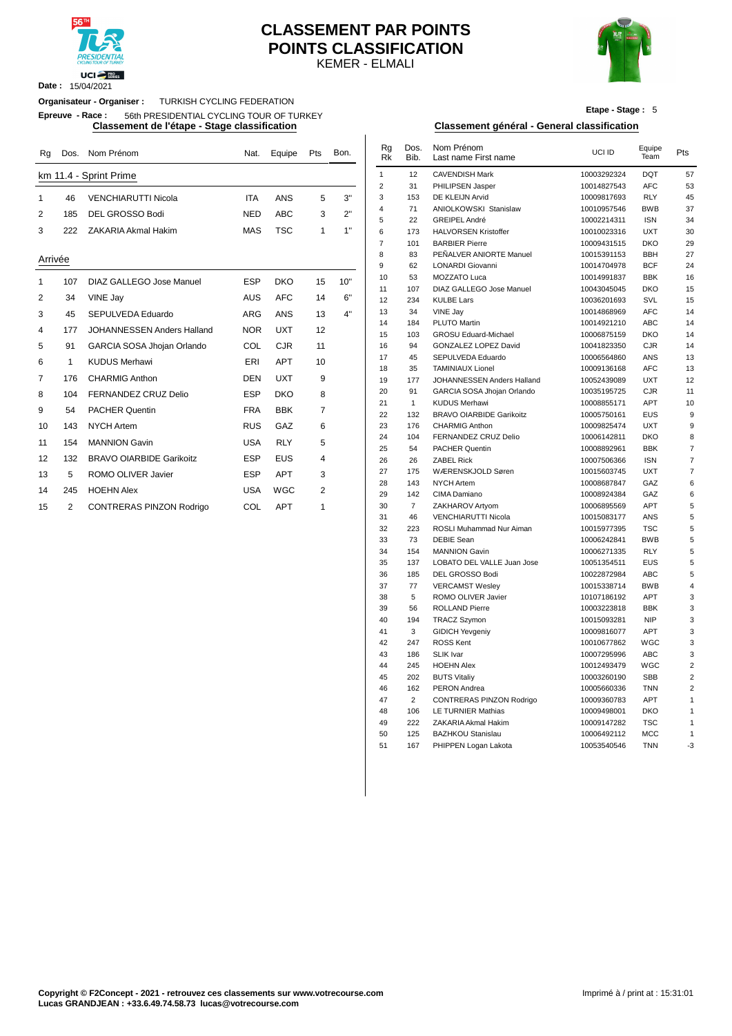# CLASSEMENT PAR POINTS
# POINTS CLASSIFICATION

KEMER - ELMALI

**Date :** 15/04/2021

**Organisateur - Organiser :** TURKISH CYCLING FEDERATION

**Epreuve - Race :** 56th PRESIDENTIAL CYCLING TOUR OF TURKEY

**Etape - Stage :** 5

## Classement de l'étape - Stage classification

km 11.4 - Sprint Prime

| Rg | Dos. | Nom Prénom | Nat. | Equipe | Pts | Bon. |
|---|---|---|---|---|---|---|
| 1 | 46 | VENCHIARUTTI Nicola | ITA | ANS | 5 | 3" |
| 2 | 185 | DEL GROSSO Bodi | NED | ABC | 3 | 2" |
| 3 | 222 | ZAKARIA Akmal Hakim | MAS | TSC | 1 | 1" |

Arrivée

| Rg | Dos. | Nom Prénom | Nat. | Equipe | Pts | Bon. |
|---|---|---|---|---|---|---|
| 1 | 107 | DIAZ GALLEGO Jose Manuel | ESP | DKO | 15 | 10" |
| 2 | 34 | VINE Jay | AUS | AFC | 14 | 6" |
| 3 | 45 | SEPULVEDA Eduardo | ARG | ANS | 13 | 4" |
| 4 | 177 | JOHANNESSEN Anders Halland | NOR | UXT | 12 | |
| 5 | 91 | GARCIA SOSA Jhojan Orlando | COL | CJR | 11 | |
| 6 | 1 | KUDUS Merhawi | ERI | APT | 10 | |
| 7 | 176 | CHARMIG Anthon | DEN | UXT | 9 | |
| 8 | 104 | FERNANDEZ CRUZ Delio | ESP | DKO | 8 | |
| 9 | 54 | PACHER Quentin | FRA | BBK | 7 | |
| 10 | 143 | NYCH Artem | RUS | GAZ | 6 | |
| 11 | 154 | MANNION Gavin | USA | RLY | 5 | |
| 12 | 132 | BRAVO OIARBIDE Garikoitz | ESP | EUS | 4 | |
| 13 | 5 | ROMO OLIVER Javier | ESP | APT | 3 | |
| 14 | 245 | HOEHN Alex | USA | WGC | 2 | |
| 15 | 2 | CONTRERAS PINZON Rodrigo | COL | APT | 1 | |

## Classement général - General classification

| Rg Rk | Dos. Bib. | Nom Prénom Last name First name | UCI ID | Equipe Team | Pts |
|---|---|---|---|---|---|
| 1 | 12 | CAVENDISH Mark | 10003292324 | DQT | 57 |
| 2 | 31 | PHILIPSEN Jasper | 10014827543 | AFC | 53 |
| 3 | 153 | DE KLEIJN Arvid | 10009817693 | RLY | 45 |
| 4 | 71 | ANIOLKOWSKI Stanislaw | 10010957546 | BWB | 37 |
| 5 | 22 | GREIPEL André | 10002214311 | ISN | 34 |
| 6 | 173 | HALVORSEN Kristoffer | 10010023316 | UXT | 30 |
| 7 | 101 | BARBIER Pierre | 10009431515 | DKO | 29 |
| 8 | 83 | PEÑALVER ANIORTE Manuel | 10015391153 | BBH | 27 |
| 9 | 62 | LONARDI Giovanni | 10014704978 | BCF | 24 |
| 10 | 53 | MOZZATO Luca | 10014991837 | BBK | 16 |
| 11 | 107 | DIAZ GALLEGO Jose Manuel | 10043045045 | DKO | 15 |
| 12 | 234 | KULBE Lars | 10036201693 | SVL | 15 |
| 13 | 34 | VINE Jay | 10014868969 | AFC | 14 |
| 14 | 184 | PLUTO Martin | 10014921210 | ABC | 14 |
| 15 | 103 | GROSU Eduard-Michael | 10006875159 | DKO | 14 |
| 16 | 94 | GONZALEZ LOPEZ David | 10041823350 | CJR | 14 |
| 17 | 45 | SEPULVEDA Eduardo | 10006564860 | ANS | 13 |
| 18 | 35 | TAMINIAUX Lionel | 10009136168 | AFC | 13 |
| 19 | 177 | JOHANNESSEN Anders Halland | 10052439089 | UXT | 12 |
| 20 | 91 | GARCIA SOSA Jhojan Orlando | 10035195725 | CJR | 11 |
| 21 | 1 | KUDUS Merhawi | 10008855171 | APT | 10 |
| 22 | 132 | BRAVO OIARBIDE Garikoitz | 10005750161 | EUS | 9 |
| 23 | 176 | CHARMIG Anthon | 10009825474 | UXT | 9 |
| 24 | 104 | FERNANDEZ CRUZ Delio | 10006142811 | DKO | 8 |
| 25 | 54 | PACHER Quentin | 10008892961 | BBK | 7 |
| 26 | 26 | ZABEL Rick | 10007506366 | ISN | 7 |
| 27 | 175 | WÆRENSKJOLD Søren | 10015603745 | UXT | 7 |
| 28 | 143 | NYCH Artem | 10008687847 | GAZ | 6 |
| 29 | 142 | CIMA Damiano | 10008924384 | GAZ | 6 |
| 30 | 7 | ZAKHAROV Artyom | 10006895569 | APT | 5 |
| 31 | 46 | VENCHIARUTTI Nicola | 10015083177 | ANS | 5 |
| 32 | 223 | ROSLI Muhammad Nur Aiman | 10015977395 | TSC | 5 |
| 33 | 73 | DEBIE Sean | 10006242841 | BWB | 5 |
| 34 | 154 | MANNION Gavin | 10006271335 | RLY | 5 |
| 35 | 137 | LOBATO DEL VALLE Juan Jose | 10051354511 | EUS | 5 |
| 36 | 185 | DEL GROSSO Bodi | 10022872984 | ABC | 5 |
| 37 | 77 | VERCAMST Wesley | 10015338714 | BWB | 4 |
| 38 | 5 | ROMO OLIVER Javier | 10107186192 | APT | 3 |
| 39 | 56 | ROLLAND Pierre | 10003223818 | BBK | 3 |
| 40 | 194 | TRACZ Szymon | 10015093281 | NIP | 3 |
| 41 | 3 | GIDICH Yevgeniy | 10009816077 | APT | 3 |
| 42 | 247 | ROSS Kent | 10010677862 | WGC | 3 |
| 43 | 186 | SLIK Ivar | 10007295996 | ABC | 3 |
| 44 | 245 | HOEHN Alex | 10012493479 | WGC | 2 |
| 45 | 202 | BUTS Vitaliy | 10003260190 | SBB | 2 |
| 46 | 162 | PERON Andrea | 10005660336 | TNN | 2 |
| 47 | 2 | CONTRERAS PINZON Rodrigo | 10009360783 | APT | 1 |
| 48 | 106 | LE TURNIER Mathias | 10009498001 | DKO | 1 |
| 49 | 222 | ZAKARIA Akmal Hakim | 10009147282 | TSC | 1 |
| 50 | 125 | BAZHKOU Stanislau | 10006492112 | MCC | 1 |
| 51 | 167 | PHIPPEN Logan Lakota | 10053540546 | TNN | -3 |

**Copyright © F2Concept - 2021 - retrouvez ces classements sur www.votrecourse.com**
**Lucas GRANDJEAN : +33.6.49.74.58.73 lucas@votrecourse.com**

Imprimé à / print at : 15:31:01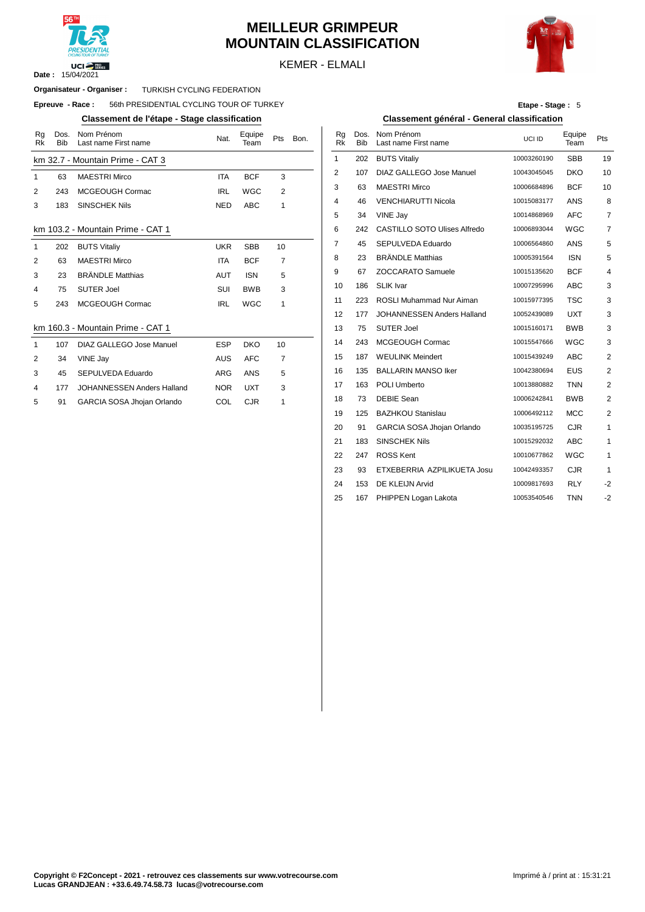# MEILLEUR GRIMPEUR
# MOUNTAIN CLASSIFICATION

KEMER - ELMALI

**Date :** 15/04/2021

**Organisateur - Organiser :** TURKISH CYCLING FEDERATION

**Epreuve - Race :** 56th PRESIDENTIAL CYCLING TOUR OF TURKEY

**Etape - Stage :** 5

## Classement de l'étape - Stage classification

| Rg Rk | Dos. Bib | Nom Prénom Last name First name | Nat. | Equipe Team | Pts | Bon. |
|---|---|---|---|---|---|---|
| km 32.7 - Mountain Prime - CAT 3 | | | | | | |
| 1 | 63 | MAESTRI Mirco | ITA | BCF | 3 | |
| 2 | 243 | MCGEOUGH Cormac | IRL | WGC | 2 | |
| 3 | 183 | SINSCHEK Nils | NED | ABC | 1 | |
| km 103.2 - Mountain Prime - CAT 1 | | | | | | |
| 1 | 202 | BUTS Vitaliy | UKR | SBB | 10 | |
| 2 | 63 | MAESTRI Mirco | ITA | BCF | 7 | |
| 3 | 23 | BRÄNDLE Matthias | AUT | ISN | 5 | |
| 4 | 75 | SUTER Joel | SUI | BWB | 3 | |
| 5 | 243 | MCGEOUGH Cormac | IRL | WGC | 1 | |
| km 160.3 - Mountain Prime - CAT 1 | | | | | | |
| 1 | 107 | DIAZ GALLEGO Jose Manuel | ESP | DKO | 10 | |
| 2 | 34 | VINE Jay | AUS | AFC | 7 | |
| 3 | 45 | SEPULVEDA Eduardo | ARG | ANS | 5 | |
| 4 | 177 | JOHANNESSEN Anders Halland | NOR | UXT | 3 | |
| 5 | 91 | GARCIA SOSA Jhojan Orlando | COL | CJR | 1 | |

## Classement général - General classification

| Rg Rk | Dos. Bib | Nom Prénom Last name First name | UCI ID | Equipe Team | Pts |
|---|---|---|---|---|---|
| 1 | 202 | BUTS Vitaliy | 10003260190 | SBB | 19 |
| 2 | 107 | DIAZ GALLEGO Jose Manuel | 10043045045 | DKO | 10 |
| 3 | 63 | MAESTRI Mirco | 10006684896 | BCF | 10 |
| 4 | 46 | VENCHIARUTTI Nicola | 10015083177 | ANS | 8 |
| 5 | 34 | VINE Jay | 10014868969 | AFC | 7 |
| 6 | 242 | CASTILLO SOTO Ulises Alfredo | 10006893044 | WGC | 7 |
| 7 | 45 | SEPULVEDA Eduardo | 10006564860 | ANS | 5 |
| 8 | 23 | BRÄNDLE Matthias | 10005391564 | ISN | 5 |
| 9 | 67 | ZOCCARATO Samuele | 10015135620 | BCF | 4 |
| 10 | 186 | SLIK Ivar | 10007295996 | ABC | 3 |
| 11 | 223 | ROSLI Muhammad Nur Aiman | 10015977395 | TSC | 3 |
| 12 | 177 | JOHANNESSEN Anders Halland | 10052439089 | UXT | 3 |
| 13 | 75 | SUTER Joel | 10015160171 | BWB | 3 |
| 14 | 243 | MCGEOUGH Cormac | 10015547666 | WGC | 3 |
| 15 | 187 | WEULINK Meindert | 10015439249 | ABC | 2 |
| 16 | 135 | BALLARIN MANSO Iker | 10042380694 | EUS | 2 |
| 17 | 163 | POLI Umberto | 10013880882 | TNN | 2 |
| 18 | 73 | DEBIE Sean | 10006242841 | BWB | 2 |
| 19 | 125 | BAZHKOU Stanislau | 10006492112 | MCC | 2 |
| 20 | 91 | GARCIA SOSA Jhojan Orlando | 10035195725 | CJR | 1 |
| 21 | 183 | SINSCHEK Nils | 10015292032 | ABC | 1 |
| 22 | 247 | ROSS Kent | 10010677862 | WGC | 1 |
| 23 | 93 | ETXEBERRIA AZPILIKUETA Josu | 10042493357 | CJR | 1 |
| 24 | 153 | DE KLEIJN Arvid | 10009817693 | RLY | -2 |
| 25 | 167 | PHIPPEN Logan Lakota | 10053540546 | TNN | -2 |

**Copyright © F2Concept - 2021 - retrouvez ces classements sur www.votrecourse.com**
**Lucas GRANDJEAN : +33.6.49.74.58.73 lucas@votrecourse.com**

Imprimé à / print at : 15:31:21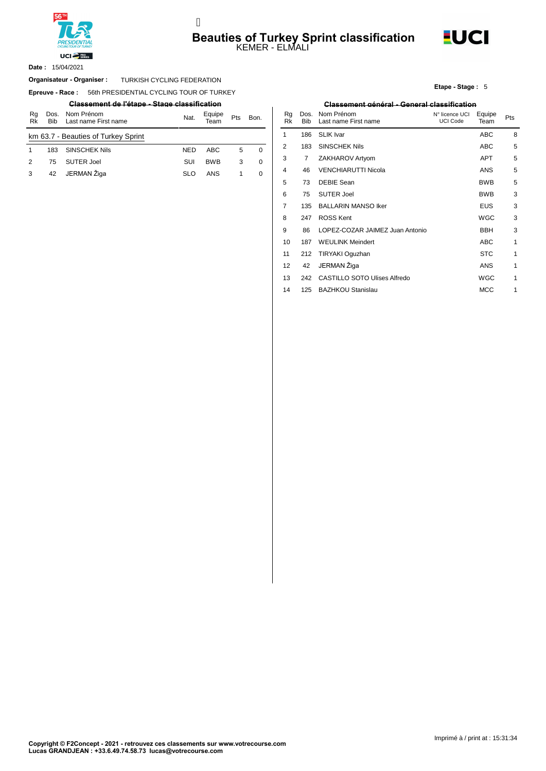# Beauties of Turkey Sprint classification

KEMER - ELMALI

**Date :** 15/04/2021

**Organisateur - Organiser :** TURKISH CYCLING FEDERATION

**Epreuve - Race :** 56th PRESIDENTIAL CYCLING TOUR OF TURKEY

**Etape - Stage :** 5

## Classement de l'étape - Stage classification

| Rg Rk | Dos. Bib | Nom Prénom Last name First name | Nat. | Equipe Team | Pts | Bon. |
|---|---|---|---|---|---|---|
| km 63.7 - Beauties of Turkey Sprint | | | | | | |
| 1 | 183 | SINSCHEK Nils | NED | ABC | 5 | 0 |
| 2 | 75 | SUTER Joel | SUI | BWB | 3 | 0 |
| 3 | 42 | JERMAN Žiga | SLO | ANS | 1 | 0 |

## Classement général - General classification

| Rg Rk | Dos. Bib | Nom Prénom Last name First name | N° licence UCI UCI Code | Equipe Team | Pts |
|---|---|---|---|---|---|
| 1 | 186 | SLIK Ivar | | ABC | 8 |
| 2 | 183 | SINSCHEK Nils | | ABC | 5 |
| 3 | 7 | ZAKHAROV Artyom | | APT | 5 |
| 4 | 46 | VENCHIARUTTI Nicola | | ANS | 5 |
| 5 | 73 | DEBIE Sean | | BWB | 5 |
| 6 | 75 | SUTER Joel | | BWB | 3 |
| 7 | 135 | BALLARIN MANSO Iker | | EUS | 3 |
| 8 | 247 | ROSS Kent | | WGC | 3 |
| 9 | 86 | LOPEZ-COZAR JAIMEZ Juan Antonio | | BBH | 3 |
| 10 | 187 | WEULINK Meindert | | ABC | 1 |
| 11 | 212 | TIRYAKI Oguzhan | | STC | 1 |
| 12 | 42 | JERMAN Žiga | | ANS | 1 |
| 13 | 242 | CASTILLO SOTO Ulises Alfredo | | WGC | 1 |
| 14 | 125 | BAZHKOU Stanislau | | MCC | 1 |

Imprimé à / print at : 15:31:34

**Copyright © F2Concept - 2021 - retrouvez ces classements sur www.votrecourse.com**
**Lucas GRANDJEAN : +33.6.49.74.58.73 lucas@votrecourse.com**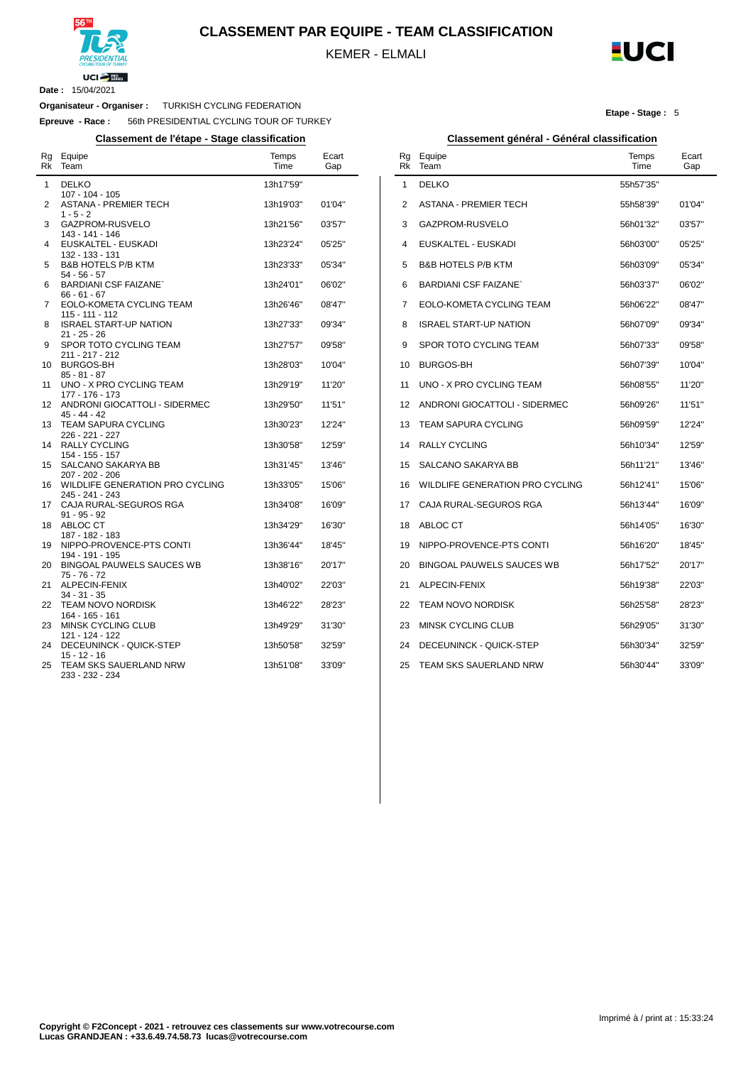# CLASSEMENT PAR EQUIPE - TEAM CLASSIFICATION

KEMER - ELMALI

**Date :** 15/04/2021

**Organisateur - Organiser :** TURKISH CYCLING FEDERATION

**Epreuve - Race :** 56th PRESIDENTIAL CYCLING TOUR OF TURKEY

**Etape - Stage :** 5

## Classement de l'étape - Stage classification

| Rg Rk | Equipe Team | Temps Time | Ecart Gap |
|---|---|---|---|
| 1 | DELKO<br>107 - 104 - 105 | 13h17'59'' | |
| 2 | ASTANA - PREMIER TECH<br>1 - 5 - 2 | 13h19'03'' | 01'04'' |
| 3 | GAZPROM-RUSVELO<br>143 - 141 - 146 | 13h21'56'' | 03'57'' |
| 4 | EUSKALTEL - EUSKADI<br>132 - 133 - 131 | 13h23'24'' | 05'25'' |
| 5 | B&B HOTELS P/B KTM<br>54 - 56 - 57 | 13h23'33'' | 05'34'' |
| 6 | BARDIANI CSF FAIZANE`<br>66 - 61 - 67 | 13h24'01'' | 06'02'' |
| 7 | EOLO-KOMETA CYCLING TEAM<br>115 - 111 - 112 | 13h26'46'' | 08'47'' |
| 8 | ISRAEL START-UP NATION<br>21 - 25 - 26 | 13h27'33'' | 09'34'' |
| 9 | SPOR TOTO CYCLING TEAM<br>211 - 217 - 212 | 13h27'57'' | 09'58'' |
| 10 | BURGOS-BH<br>85 - 81 - 87 | 13h28'03'' | 10'04'' |
| 11 | UNO - X PRO CYCLING TEAM<br>177 - 176 - 173 | 13h29'19'' | 11'20'' |
| 12 | ANDRONI GIOCATTOLI - SIDERMEC<br>45 - 44 - 42 | 13h29'50'' | 11'51'' |
| 13 | TEAM SAPURA CYCLING<br>226 - 221 - 227 | 13h30'23'' | 12'24'' |
| 14 | RALLY CYCLING<br>154 - 155 - 157 | 13h30'58'' | 12'59'' |
| 15 | SALCANO SAKARYA BB<br>207 - 202 - 206 | 13h31'45'' | 13'46'' |
| 16 | WILDLIFE GENERATION PRO CYCLING<br>245 - 241 - 243 | 13h33'05'' | 15'06'' |
| 17 | CAJA RURAL-SEGUROS RGA<br>91 - 95 - 92 | 13h34'08'' | 16'09'' |
| 18 | ABLOC CT<br>187 - 182 - 183 | 13h34'29'' | 16'30'' |
| 19 | NIPPO-PROVENCE-PTS CONTI<br>194 - 191 - 195 | 13h36'44'' | 18'45'' |
| 20 | BINGOAL PAUWELS SAUCES WB<br>75 - 76 - 72 | 13h38'16'' | 20'17'' |
| 21 | ALPECIN-FENIX<br>34 - 31 - 35 | 13h40'02'' | 22'03'' |
| 22 | TEAM NOVO NORDISK<br>164 - 165 - 161 | 13h46'22'' | 28'23'' |
| 23 | MINSK CYCLING CLUB<br>121 - 124 - 122 | 13h49'29'' | 31'30'' |
| 24 | DECEUNINCK - QUICK-STEP<br>15 - 12 - 16 | 13h50'58'' | 32'59'' |
| 25 | TEAM SKS SAUERLAND NRW<br>233 - 232 - 234 | 13h51'08'' | 33'09'' |

## Classement général - Général classification

| Rg Rk | Equipe Team | Temps Time | Ecart Gap |
|---|---|---|---|
| 1 | DELKO | 55h57'35'' | |
| 2 | ASTANA - PREMIER TECH | 55h58'39'' | 01'04'' |
| 3 | GAZPROM-RUSVELO | 56h01'32'' | 03'57'' |
| 4 | EUSKALTEL - EUSKADI | 56h03'00'' | 05'25'' |
| 5 | B&B HOTELS P/B KTM | 56h03'09'' | 05'34'' |
| 6 | BARDIANI CSF FAIZANE` | 56h03'37'' | 06'02'' |
| 7 | EOLO-KOMETA CYCLING TEAM | 56h06'22'' | 08'47'' |
| 8 | ISRAEL START-UP NATION | 56h07'09'' | 09'34'' |
| 9 | SPOR TOTO CYCLING TEAM | 56h07'33'' | 09'58'' |
| 10 | BURGOS-BH | 56h07'39'' | 10'04'' |
| 11 | UNO - X PRO CYCLING TEAM | 56h08'55'' | 11'20'' |
| 12 | ANDRONI GIOCATTOLI - SIDERMEC | 56h09'26'' | 11'51'' |
| 13 | TEAM SAPURA CYCLING | 56h09'59'' | 12'24'' |
| 14 | RALLY CYCLING | 56h10'34'' | 12'59'' |
| 15 | SALCANO SAKARYA BB | 56h11'21'' | 13'46'' |
| 16 | WILDLIFE GENERATION PRO CYCLING | 56h12'41'' | 15'06'' |
| 17 | CAJA RURAL-SEGUROS RGA | 56h13'44'' | 16'09'' |
| 18 | ABLOC CT | 56h14'05'' | 16'30'' |
| 19 | NIPPO-PROVENCE-PTS CONTI | 56h16'20'' | 18'45'' |
| 20 | BINGOAL PAUWELS SAUCES WB | 56h17'52'' | 20'17'' |
| 21 | ALPECIN-FENIX | 56h19'38'' | 22'03'' |
| 22 | TEAM NOVO NORDISK | 56h25'58'' | 28'23'' |
| 23 | MINSK CYCLING CLUB | 56h29'05'' | 31'30'' |
| 24 | DECEUNINCK - QUICK-STEP | 56h30'34'' | 32'59'' |
| 25 | TEAM SKS SAUERLAND NRW | 56h30'44'' | 33'09'' |

Imprimé à / print at : 15:33:24

**Copyright © F2Concept - 2021 - retrouvez ces classements sur www.votrecourse.com**
**Lucas GRANDJEAN : +33.6.49.74.58.73 lucas@votrecourse.com**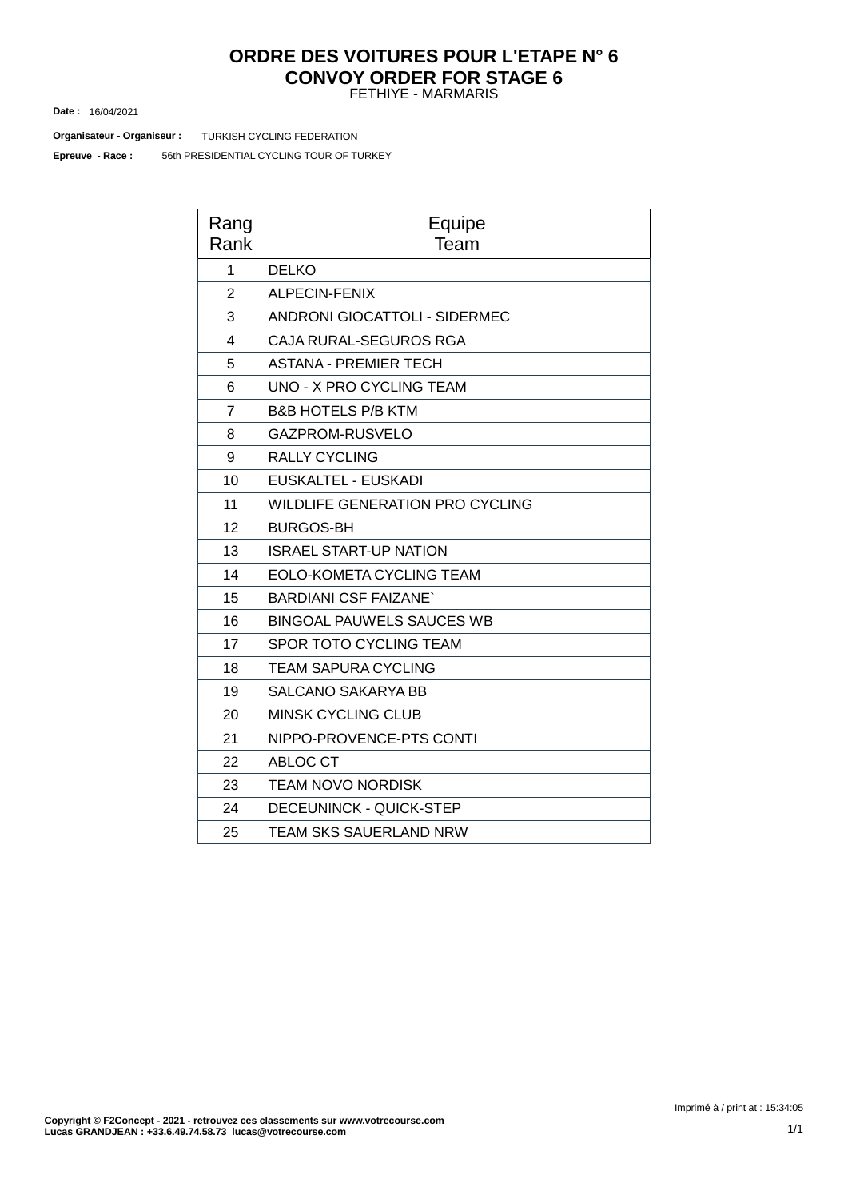# ORDRE DES VOITURES POUR L'ETAPE N° 6
# CONVOY ORDER FOR STAGE 6

FETHIYE - MARMARIS

**Date :** 16/04/2021

**Organisateur - Organiseur :** TURKISH CYCLING FEDERATION

**Epreuve - Race :** 56th PRESIDENTIAL CYCLING TOUR OF TURKEY

| Rang Rank | Equipe Team |
|---|---|
| 1 | DELKO |
| 2 | ALPECIN-FENIX |
| 3 | ANDRONI GIOCATTOLI - SIDERMEC |
| 4 | CAJA RURAL-SEGUROS RGA |
| 5 | ASTANA - PREMIER TECH |
| 6 | UNO - X PRO CYCLING TEAM |
| 7 | B&B HOTELS P/B KTM |
| 8 | GAZPROM-RUSVELO |
| 9 | RALLY CYCLING |
| 10 | EUSKALTEL - EUSKADI |
| 11 | WILDLIFE GENERATION PRO CYCLING |
| 12 | BURGOS-BH |
| 13 | ISRAEL START-UP NATION |
| 14 | EOLO-KOMETA CYCLING TEAM |
| 15 | BARDIANI CSF FAIZANE` |
| 16 | BINGOAL PAUWELS SAUCES WB |
| 17 | SPOR TOTO CYCLING TEAM |
| 18 | TEAM SAPURA CYCLING |
| 19 | SALCANO SAKARYA BB |
| 20 | MINSK CYCLING CLUB |
| 21 | NIPPO-PROVENCE-PTS CONTI |
| 22 | ABLOC CT |
| 23 | TEAM NOVO NORDISK |
| 24 | DECEUNINCK - QUICK-STEP |
| 25 | TEAM SKS SAUERLAND NRW |

Imprimé à / print at : 15:34:05

**Copyright © F2Concept - 2021 - retrouvez ces classements sur www.votrecourse.com**
**Lucas GRANDJEAN : +33.6.49.74.58.73 lucas@votrecourse.com**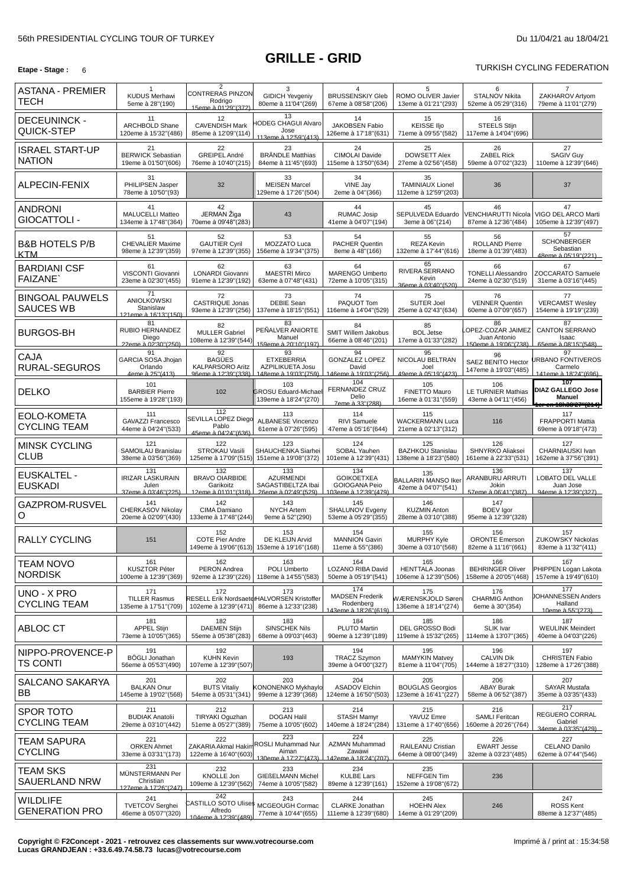56th PRESIDENTIAL CYCLING TOUR OF TURKEY

Du 11/04/21 au 18/04/21

# GRILLE - GRID

**Etape - Stage :** 6

TURKISH CYCLING FEDERATION

| Team | 1 | 2 | 3 | 4 | 5 | 6 | 7 |
|---|---|---|---|---|---|---|---|
| ASTANA - PREMIER TECH | 1 KUDUS Merhawi 5eme à 28"(190) | 2 CONTRERAS PINZON Rodrigo 15eme à 01'29"(372) | 3 GIDICH Yevgeniy 80eme à 11'04"(269) | 4 BRUSSENSKIY Gleb 67eme à 08'58"(206) | 5 ROMO OLIVER Javier 13eme à 01'21"(293) | 6 STALNOV Nikita 52eme à 05'29"(316) | 7 ZAKHAROV Artyom 79eme à 11'01"(279) |
| DECEUNINCK - QUICK-STEP | 11 ARCHBOLD Shane 120eme à 15'32"(486) | 12 CAVENDISH Mark 85eme à 12'09"(114) | 13 HODEG CHAGUI Alvaro Jose 113eme à 12'59"(413) | 14 JAKOBSEN Fabio 126eme à 17'18"(631) | 15 KEISSE Iljo 71eme à 09'55"(582) | 16 STEELS Stijn 117eme à 14'04"(696) | |
| ISRAEL START-UP NATION | 21 BERWICK Sebastian 19eme à 01'50"(606) | 22 GREIPEL André 76eme à 10'40"(215) | 23 BRÄNDLE Matthias 84eme à 11'45"(693) | 24 CIMOLAI Davide 115eme à 13'50"(634) | 25 DOWSETT Alex 27eme à 02'56"(458) | 26 ZABEL Rick 59eme à 07'02"(323) | 27 SAGIV Guy 110eme à 12'39"(646) |
| ALPECIN-FENIX | 31 PHILIPSEN Jasper 78eme à 10'50"(93) | 32 | 33 MEISEN Marcel 129eme à 17'26"(504) | 34 VINE Jay 2eme à 04"(366) | 35 TAMINIAUX Lionel 112eme à 12'59"(203) | 36 | 37 |
| ANDRONI GIOCATTOLI - | 41 MALUCELLI Matteo 134eme à 17'48"(364) | 42 JERMAN Žiga 70eme à 09'48"(283) | 43 | 44 RUMAC Josip 41eme à 04'07"(194) | 45 SEPULVEDA Eduardo 3eme à 06"(214) | 46 VENCHIARUTTI Nicola 87eme à 12'36"(484) | 47 VIGO DEL ARCO Marti 105eme à 12'39"(497) |
| B&B HOTELS P/B KTM | 51 CHEVALIER Maxime 98eme à 12'39"(359) | 52 GAUTIER Cyril 97eme à 12'39"(355) | 53 MOZZATO Luca 156eme à 19'34"(375) | 54 PACHER Quentin 8eme à 48"(166) | 55 REZA Kevin 132eme à 17'44"(616) | 56 ROLLAND Pierre 18eme à 01'39"(483) | 57 SCHONBERGER Sebastian 48eme à 05'19"(221) |
| BARDIANI CSF FAIZANE` | 61 VISCONTI Giovanni 23eme à 02'30"(455) | 62 LONARDI Giovanni 91eme à 12'39"(192) | 63 MAESTRI Mirco 63eme à 07'48"(431) | 64 MARENGO Umberto 72eme à 10'05"(315) | 65 RIVERA SERRANO Kevin 36eme à 03'40"(520) | 66 TONELLI Alessandro 24eme à 02'30"(519) | 67 ZOCCARATO Samuele 31eme à 03'16"(445) |
| BINGOAL PAUWELS SAUCES WB | 71 ANIOLKOWSKI Stanislaw 121eme à 16'13"(150) | 72 CASTRIQUE Jonas 93eme à 12'39"(256) | 73 DEBIE Sean 137eme à 18'15"(551) | 74 PAQUOT Tom 116eme à 14'04"(529) | 75 SUTER Joel 25eme à 02'43"(634) | 76 VENNER Quentin 60eme à 07'09"(657) | 77 VERCAMST Wesley 154eme à 19'19"(239) |
| BURGOS-BH | 81 RUBIO HERNANDEZ Diego 22eme à 02'30"(250) | 82 MULLER Gabriel 108eme à 12'39"(544) | 83 PEÑALVER ANIORTE Manuel 159eme à 20'10"(197) | 84 SMIT Willem Jakobus 66eme à 08'46"(201) | 85 BOL Jetse 17eme à 01'33"(282) | 86 LOPEZ-COZAR JAIMEZ Juan Antonio 150eme à 19'06"(738) | 87 CANTON SERRANO Isaac 65eme à 08'15"(548) |
| CAJA RURAL-SEGUROS | 91 GARCIA SOSA Jhojan Orlando 4eme à 25"(413) | 92 BAGÜES KALPARSORO Aritz 96eme à 12'39"(338) | 93 ETXEBERRIA AZPILIKUETA Josu 148eme à 19'03"(759) | 94 GONZALEZ LOPEZ David 146eme à 19'03"(256) | 95 NICOLAU BELTRAN Joel 49eme à 05'19"(423) | 96 SAEZ BENITO Hector 147eme à 19'03"(485) | 97 URBANO FONTIVEROS Carmelo 141eme à 18'24"(696) |
| DELKO | 101 BARBIER Pierre 155eme à 19'28"(193) | 102 | 103 GROSU Eduard-Michael 139eme à 18'24"(270) | 104 FERNANDEZ CRUZ Delio 7eme à 33"(288) | 105 FINETTO Mauro 16eme à 01'31"(559) | 106 LE TURNIER Mathias 43eme à 04'11"(456) | **107 DIAZ GALLEGO Jose Manuel** 1er en 18h30'27"(214) |
| EOLO-KOMETA CYCLING TEAM | 111 GAVAZZI Francesco 44eme à 04'24"(533) | 112 SEVILLA LOPEZ Diego Pablo 45eme à 04'24"(636) | 113 ALBANESE Vincenzo 61eme à 07'26"(595) | 114 RIVI Samuele 47eme à 05'16"(644) | 115 WACKERMANN Luca 21eme à 02'13"(312) | 116 | 117 FRAPPORTI Mattia 69eme à 09'18"(473) |
| MINSK CYCLING CLUB | 121 SAMOILAU Branislau 38eme à 03'56"(369) | 122 STROKAU Vasili 125eme à 17'09"(515) | 123 SHAUCHENKA Siarhei 151eme à 19'08"(372) | 124 SOBAL Yauhen 101eme à 12'39"(431) | 125 BAZHKOU Stanislau 138eme à 18'23"(580) | 126 SHNYRKO Aliaksei 161eme à 22'33"(531) | 127 CHARNIAUSKI Ivan 162eme à 37'56"(391) |
| EUSKALTEL - EUSKADI | 131 IRIZAR LASKURAIN Julen 37eme à 03'46"(225) | 132 BRAVO OIARBIDE Garikoitz 12eme à 01'01"(318) | 133 AZURMENDI SAGASTIBELTZA Ibai 26eme à 02'49"(529) | 134 GOIKOETXEA GOIOGANA Peio 103eme à 12'39"(479) | 135 BALLARIN MANSO Iker 42eme à 04'07"(541) | 136 ARANBURU ARRUTI Jokin 57eme à 06'41"(387) | 137 LOBATO DEL VALLE Juan Jose 94eme à 12'39"(327) |
| GAZPROM-RUSVEL O | 141 CHERKASOV Nikolay 20eme à 02'09"(430) | 142 CIMA Damiano 133eme à 17'48"(244) | 143 NYCH Artem 9eme à 52"(290) | 145 SHALUNOV Evgeny 53eme à 05'29"(355) | 146 KUZMIN Anton 28eme à 03'10"(388) | 147 BOEV Igor 95eme à 12'39"(328) | |
| RALLY CYCLING | 151 | 152 COTE Pier Andre 149eme à 19'06"(613) | 153 DE KLEIJN Arvid 153eme à 19'16"(168) | 154 MANNION Gavin 11eme à 55"(386) | 155 MURPHY Kyle 30eme à 03'10"(568) | 156 ORONTE Emerson 82eme à 11'16"(661) | 157 ZUKOWSKY Nickolas 83eme à 11'32"(411) |
| TEAM NOVO NORDISK | 161 KUSZTOR Péter 100eme à 12'39"(369) | 162 PERON Andrea 92eme à 12'39"(226) | 163 POLI Umberto 118eme à 14'55"(583) | 164 LOZANO RIBA David 50eme à 05'19"(541) | 165 HENTTALA Joonas 106eme à 12'39"(506) | 166 BEHRINGER Oliver 158eme à 20'05"(468) | 167 PHIPPEN Logan Lakota 157eme à 19'49"(610) |
| UNO - X PRO CYCLING TEAM | 171 TILLER Rasmus 135eme à 17'51"(709) | 172 RESELL Erik Nordsaeter 102eme à 12'39"(471) | 173 HALVORSEN Kristoffer 86eme à 12'33"(238) | 174 MADSEN Frederik Rodenberg 143eme à 18'26"(619) | 175 WÆRENSKJOLD Søren 136eme à 18'14"(274) | 176 CHARMIG Anthon 6eme à 30"(354) | 177 JOHANNESSEN Anders Halland 10eme à 55"(273) |
| ABLOC CT | 181 APPEL Stijn 73eme à 10'05"(365) | 182 DAEMEN Stijn 55eme à 05'38"(283) | 183 SINSCHEK Nils 68eme à 09'03"(463) | 184 PLUTO Martin 90eme à 12'39"(189) | 185 DEL GROSSO Bodi 119eme à 15'32"(265) | 186 SLIK Ivar 114eme à 13'07"(365) | 187 WEULINK Meindert 40eme à 04'03"(226) |
| NIPPO-PROVENCE-P TS CONTI | 191 BÖGLI Jonathan 56eme à 05'53"(490) | 192 KUHN Kevin 107eme à 12'39"(507) | 193 | 194 TRACZ Szymon 39eme à 04'00"(327) | 195 MAMYKIN Matvey 81eme à 11'04"(705) | 196 CALVIN Dik 144eme à 18'27"(310) | 197 CHRISTEN Fabio 128eme à 17'26"(388) |
| SALCANO SAKARYA BB | 201 BALKAN Onur 145eme à 19'02"(568) | 202 BUTS Vitaliy 54eme à 05'31"(341) | 203 KONONENKO Mykhaylo 99eme à 12'39"(368) | 204 ASADOV Elchin 124eme à 16'50"(503) | 205 BOUGLAS Georgios 123eme à 16'41"(227) | 206 ABAY Burak 58eme à 06'52"(387) | 207 SAYAR Mustafa 35eme à 03'35"(433) |
| SPOR TOTO CYCLING TEAM | 211 BUDIAK Anatolii 29eme à 03'10"(442) | 212 TIRYAKI Oguzhan 51eme à 05'27"(389) | 213 DOGAN Halil 75eme à 10'05"(602) | 214 STASH Mamyr 140eme à 18'24"(284) | 215 YAVUZ Emre 131eme à 17'40"(656) | 216 SAMLI Feritcan 160eme à 20'26"(764) | 217 REGUERO CORRAL Gabriel 34eme à 03'35"(429) |
| TEAM SAPURA CYCLING | 221 ORKEN Ahmet 33eme à 03'31"(173) | 222 ZAKARIA Akmal Hakim 122eme à 16'40"(603) | 223 ROSLI Muhammad Nur Aiman 130eme à 17'27"(473) | 224 AZMAN Muhammad Zawawi 142eme à 18'24"(707) | 225 RAILEANU Cristian 64eme à 08'00"(349) | 226 EWART Jesse 32eme à 03'23"(485) | 227 CELANO Danilo 62eme à 07'44"(546) |
| TEAM SKS SAUERLAND NRW | 231 MÜNSTERMANN Per Christian 127eme à 17'26"(247) | 232 KNOLLE Jon 109eme à 12'39"(562) | 233 GIEßELMANN Michel 74eme à 10'05"(582) | 234 KULBE Lars 89eme à 12'39"(161) | 235 NEFFGEN Tim 152eme à 19'08"(672) | 236 | |
| WILDLIFE GENERATION PRO | 241 TVETCOV Serghei 46eme à 05'07"(320) | 242 CASTILLO SOTO Ulises Alfredo 104eme à 12'39"(489) | 243 MCGEOUGH Cormac 77eme à 10'44"(655) | 244 CLARKE Jonathan 111eme à 12'39"(680) | 245 HOEHN Alex 14eme à 01'29"(209) | 246 | 247 ROSS Kent 88eme à 12'37"(485) |

**Copyright © F2Concept - 2021 - retrouvez ces classements sur www.votrecourse.com**
**Lucas GRANDJEAN : +33.6.49.74.58.73 lucas@votrecourse.com**

Imprimé à / print at : 15:34:58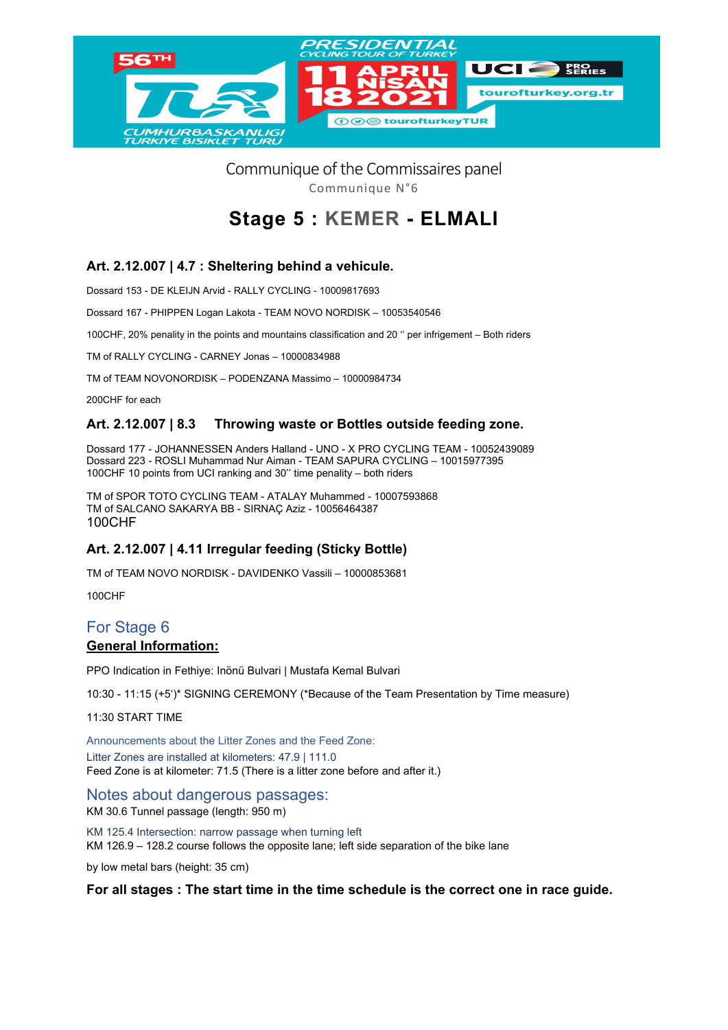PRESIDENTIAL CYCLING TOUR OF TURKEY

56TH TUR

CUMHURBASKANLIGI TURKIYE BISIKLET TURU

11 APRIL NİSAN 18 2021

UCI PRO SERIES

tourofturkey.org.tr

tourofturkeyTUR

Communique of the Commissaires panel

Communique N°6

# Stage 5 : KEMER - ELMALI

### Art. 2.12.007 | 4.7 : Sheltering behind a vehicle.

Dossard 153 - DE KLEIJN Arvid - RALLY CYCLING - 10009817693

Dossard 167 - PHIPPEN Logan Lakota - TEAM NOVO NORDISK – 10053540546

100CHF, 20% penalty in the points and mountains classification and 20 '' per infrigement – Both riders

TM of RALLY CYCLING - CARNEY Jonas – 10000834988

TM of TEAM NOVONORDISK – PODENZANA Massimo – 10000984734

200CHF for each

### Art. 2.12.007 | 8.3 Throwing waste or Bottles outside feeding zone.

Dossard 177 - JOHANNESSEN Anders Halland - UNO - X PRO CYCLING TEAM - 10052439089
Dossard 223 - ROSLI Muhammad Nur Aiman - TEAM SAPURA CYCLING – 10015977395
100CHF 10 points from UCI ranking and 30'' time penality – both riders

TM of SPOR TOTO CYCLING TEAM - ATALAY Muhammed - 10007593868
TM of SALCANO SAKARYA BB - SIRNAÇ Aziz - 10056464387
100CHF

### Art. 2.12.007 | 4.11 Irregular feeding (Sticky Bottle)

TM of TEAM NOVO NORDISK - DAVIDENKO Vassili – 10000853681

100CHF

## For Stage 6

**General Information:**

PPO Indication in Fethiye: Inönü Bulvari | Mustafa Kemal Bulvari

10:30 - 11:15 (+5')* SIGNING CEREMONY (*Because of the Team Presentation by Time measure)

11:30 START TIME

Announcements about the Litter Zones and the Feed Zone:

Litter Zones are installed at kilometers: 47.9 | 111.0
Feed Zone is at kilometer: 71.5 (There is a litter zone before and after it.)

## Notes about dangerous passages:

KM 30.6 Tunnel passage (length: 950 m)

KM 125.4 Intersection: narrow passage when turning left
KM 126.9 – 128.2 course follows the opposite lane; left side separation of the bike lane

by low metal bars (height: 35 cm)

**For all stages : The start time in the time schedule is the correct one in race guide.**